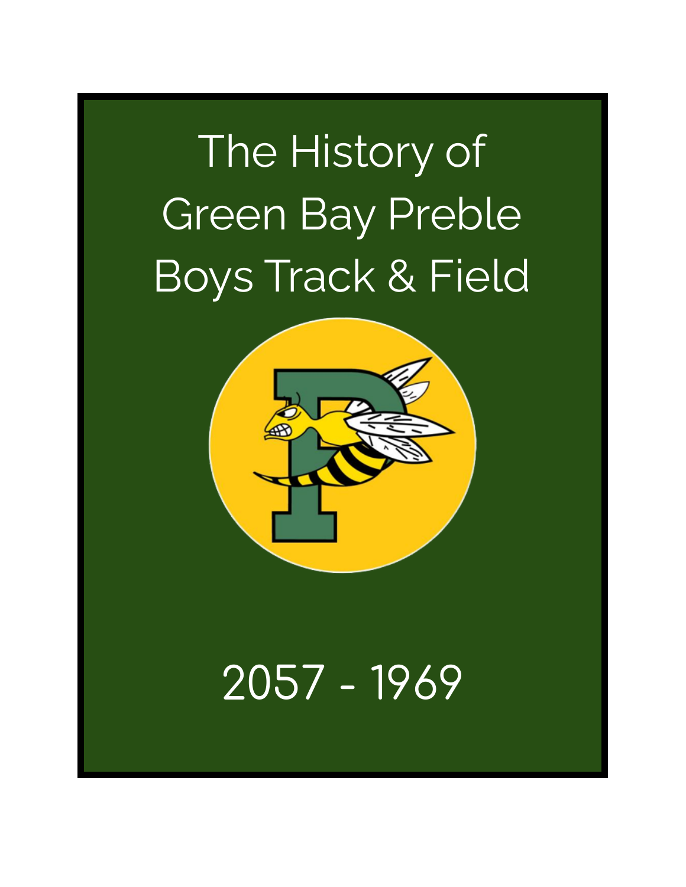# The History of Green Bay Preble Boys Track & Field

2057 - 1969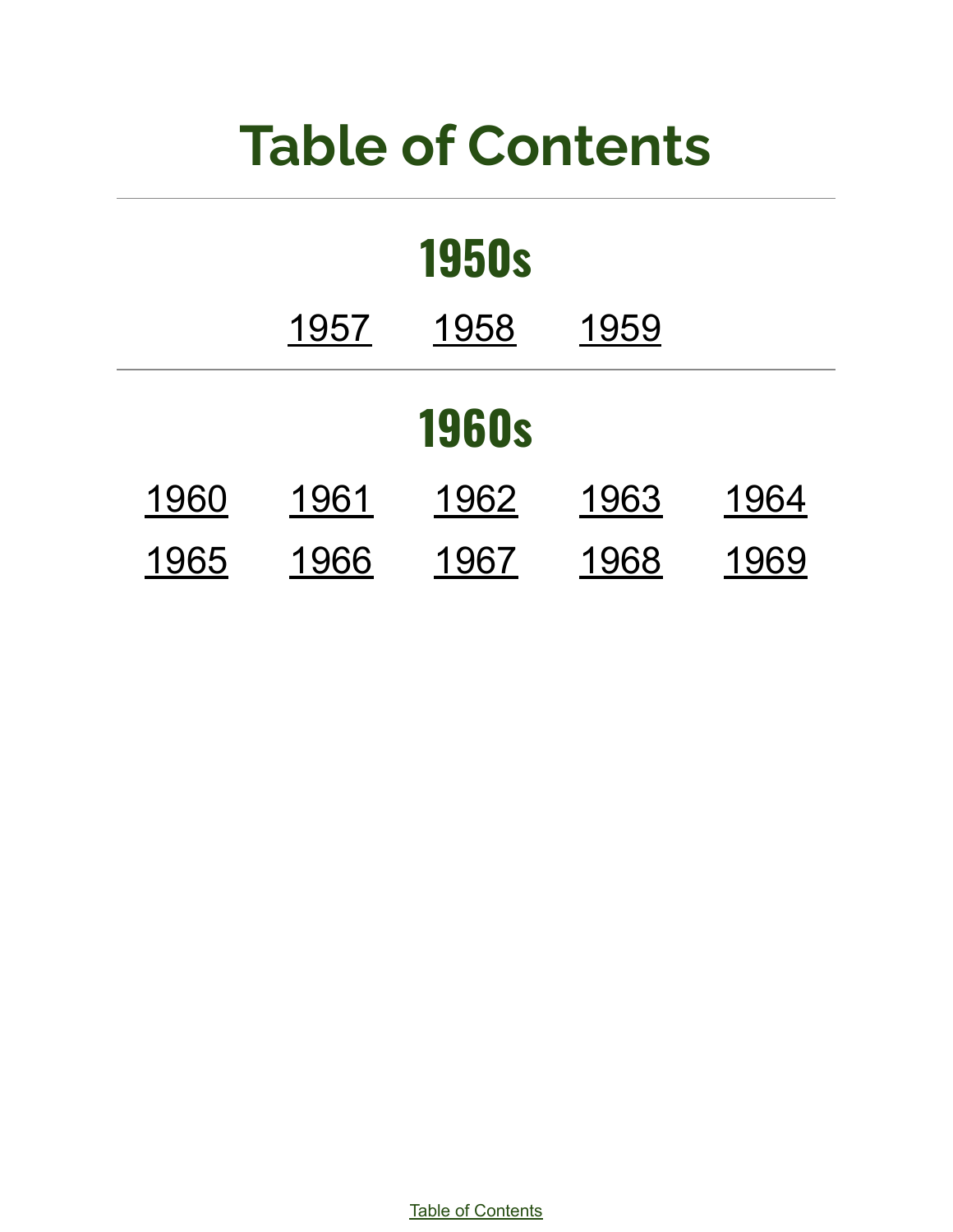# Table of Contents

---

## 1950s

1957 1958 1959

---

## 1960s

| | | | | |
|---|---|---|---|---|
| 1960 | 1961 | 1962 | 1963 | 1964 |
| 1965 | 1966 | 1967 | 1968 | 1969 |

Table of Contents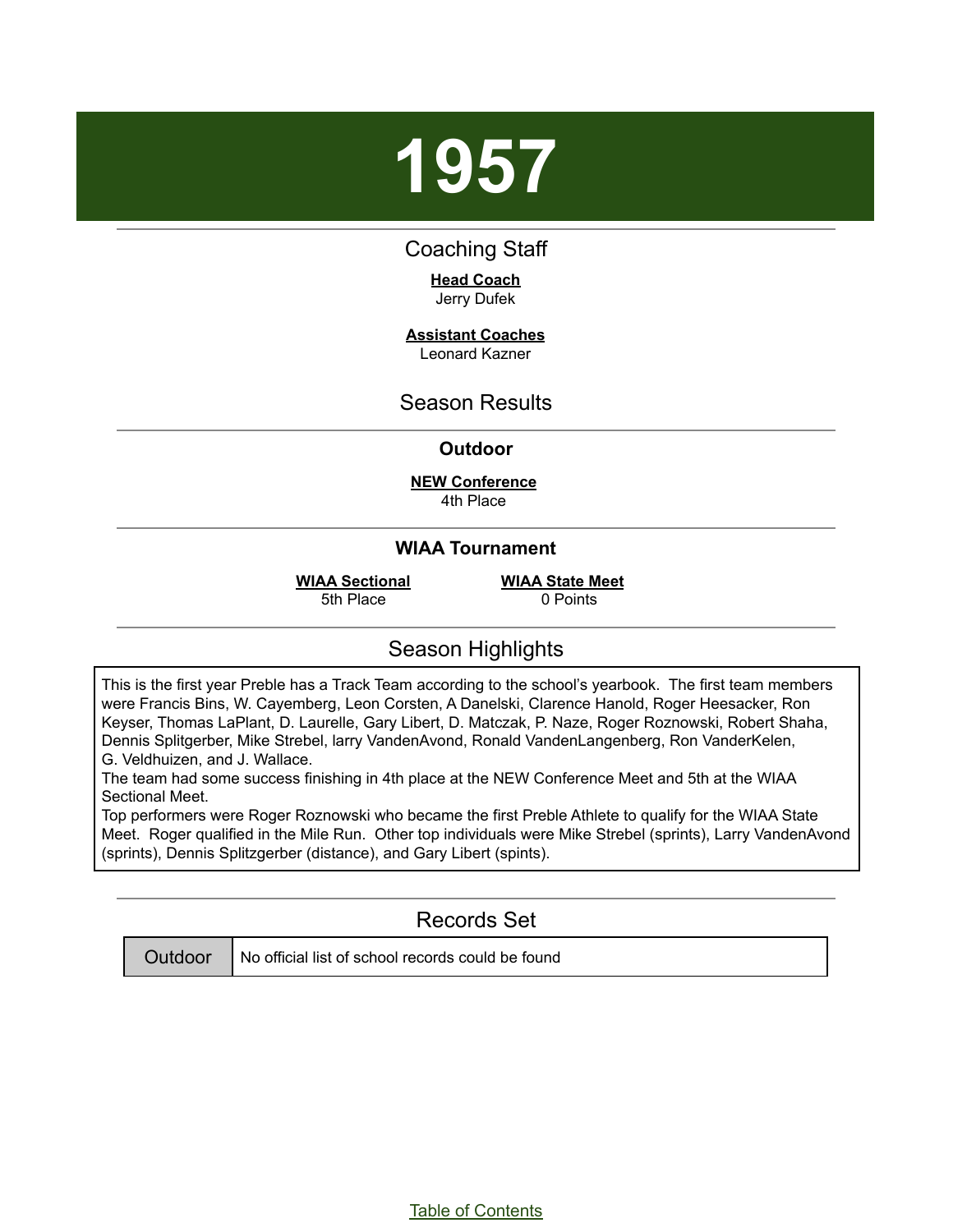# 1957

## Coaching Staff

**Head Coach**
Jerry Dufek

**Assistant Coaches**
Leonard Kazner

## Season Results

### Outdoor

**NEW Conference**
4th Place

### WIAA Tournament

**WIAA Sectional**
5th Place

**WIAA State Meet**
0 Points

## Season Highlights

This is the first year Preble has a Track Team according to the school's yearbook. The first team members were Francis Bins, W. Cayemberg, Leon Corsten, A Danelski, Clarence Hanold, Roger Heesacker, Ron Keyser, Thomas LaPlant, D. Laurelle, Gary Libert, D. Matczak, P. Naze, Roger Roznowski, Robert Shaha, Dennis Splitgerber, Mike Strebel, larry VandenAvond, Ronald VandenLangenberg, Ron VanderKelen, G. Veldhuizen, and J. Wallace.
The team had some success finishing in 4th place at the NEW Conference Meet and 5th at the WIAA Sectional Meet.
Top performers were Roger Roznowski who became the first Preble Athlete to qualify for the WIAA State Meet. Roger qualified in the Mile Run. Other top individuals were Mike Strebel (sprints), Larry VandenAvond (sprints), Dennis Splitzgerber (distance), and Gary Libert (spints).

## Records Set

| Outdoor | No official list of school records could be found |
|---|---|

Table of Contents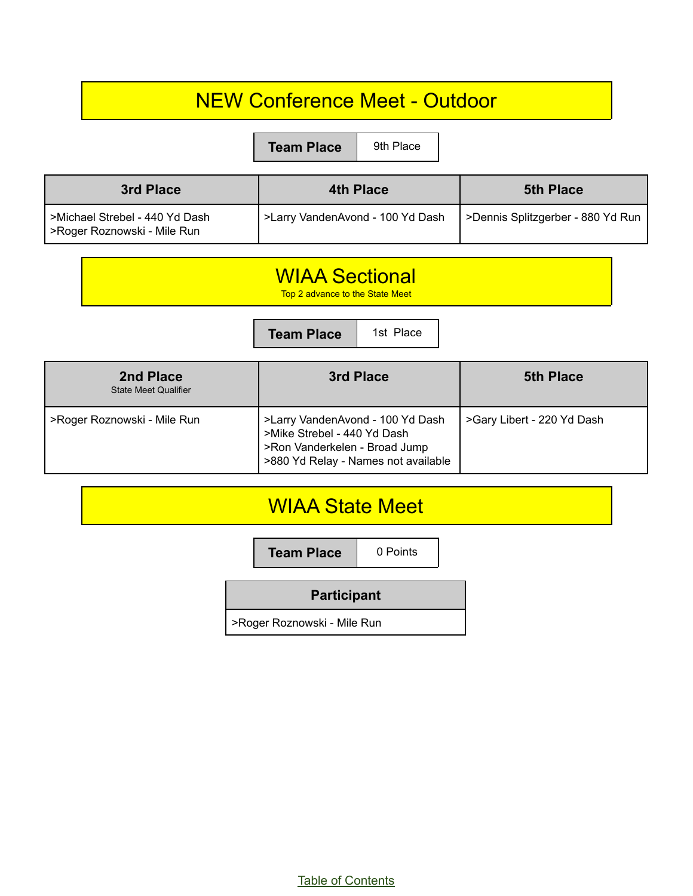## NEW Conference Meet - Outdoor

| Team Place | 9th Place |
|---|---|

| 3rd Place | 4th Place | 5th Place |
|---|---|---|
| >Michael Strebel - 440 Yd Dash<br>>Roger Roznowski - Mile Run | >Larry VandenAvond - 100 Yd Dash | >Dennis Splitzgerber - 880 Yd Run |

## WIAA Sectional

Top 2 advance to the State Meet

| Team Place | 1st Place |
|---|---|

| 2nd Place<br>State Meet Qualifier | 3rd Place | 5th Place |
|---|---|---|
| >Roger Roznowski - Mile Run | >Larry VandenAvond - 100 Yd Dash<br>>Mike Strebel - 440 Yd Dash<br>>Ron Vanderkelen - Broad Jump<br>>880 Yd Relay - Names not available | >Gary Libert - 220 Yd Dash |

## WIAA State Meet

| Team Place | 0 Points |
|---|---|

| Participant |
|---|
| >Roger Roznowski - Mile Run |

Table of Contents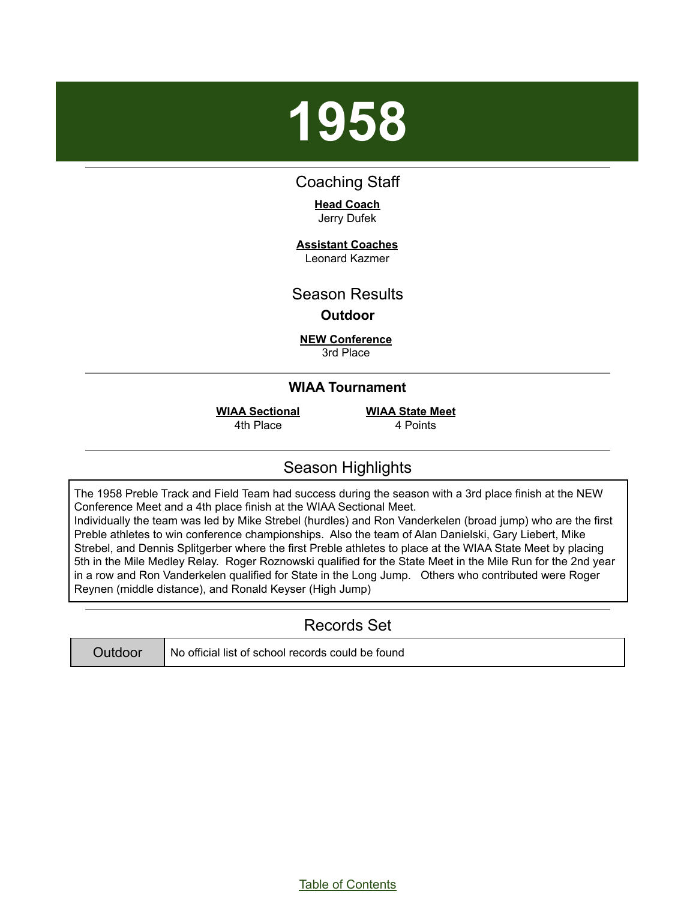# 1958

## Coaching Staff

**Head Coach**
Jerry Dufek

**Assistant Coaches**
Leonard Kazmer

## Season Results

### Outdoor

**NEW Conference**
3rd Place

### WIAA Tournament

| WIAA Sectional | WIAA State Meet |
|---|---|
| 4th Place | 4 Points |

## Season Highlights

The 1958 Preble Track and Field Team had success during the season with a 3rd place finish at the NEW Conference Meet and a 4th place finish at the WIAA Sectional Meet.
Individually the team was led by Mike Strebel (hurdles) and Ron Vanderkelen (broad jump) who are the first Preble athletes to win conference championships. Also the team of Alan Danielski, Gary Liebert, Mike Strebel, and Dennis Splitgerber where the first Preble athletes to place at the WIAA State Meet by placing 5th in the Mile Medley Relay. Roger Roznowski qualified for the State Meet in the Mile Run for the 2nd year in a row and Ron Vanderkelen qualified for State in the Long Jump. Others who contributed were Roger Reynen (middle distance), and Ronald Keyser (High Jump)

## Records Set

| Outdoor | No official list of school records could be found |
|---|---|

Table of Contents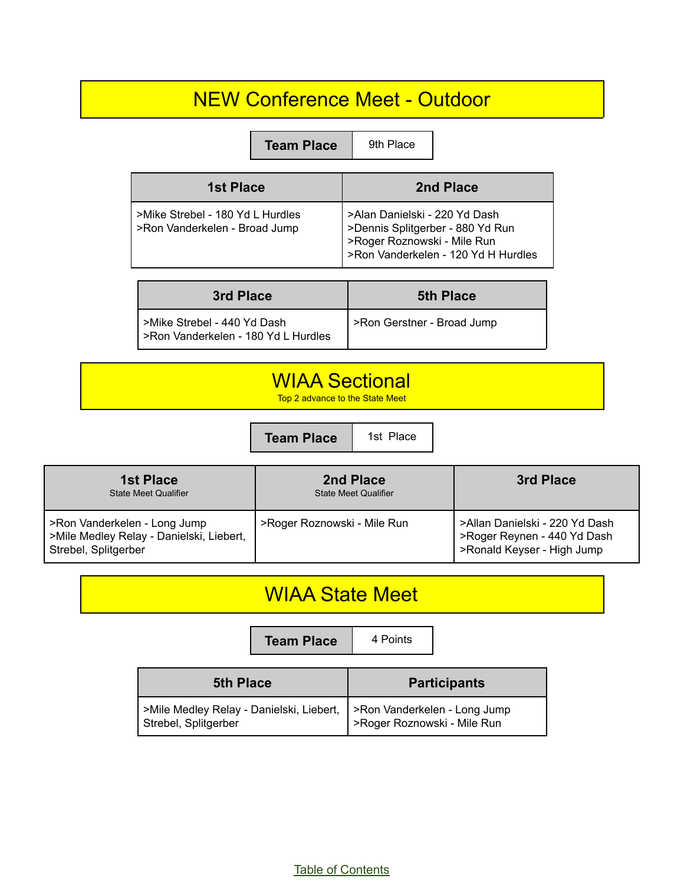# NEW Conference Meet - Outdoor

| Team Place | 9th Place |
|---|---|

| 1st Place | 2nd Place |
|---|---|
| >Mike Strebel - 180 Yd L Hurdles<br>>Ron Vanderkelen - Broad Jump | >Alan Danielski - 220 Yd Dash<br>>Dennis Splitgerber - 880 Yd Run<br>>Roger Roznowski - Mile Run<br>>Ron Vanderkelen - 120 Yd H Hurdles |

| 3rd Place | 5th Place |
|---|---|
| >Mike Strebel - 440 Yd Dash<br>>Ron Vanderkelen - 180 Yd L Hurdles | >Ron Gerstner - Broad Jump |

# WIAA Sectional

Top 2 advance to the State Meet

| Team Place | 1st Place |
|---|---|

| 1st Place<br>State Meet Qualifier | 2nd Place<br>State Meet Qualifier | 3rd Place |
|---|---|---|
| >Ron Vanderkelen - Long Jump<br>>Mile Medley Relay - Danielski, Liebert, Strebel, Splitgerber | >Roger Roznowski - Mile Run | >Allan Danielski - 220 Yd Dash<br>>Roger Reynen - 440 Yd Dash<br>>Ronald Keyser - High Jump |

# WIAA State Meet

| Team Place | 4 Points |
|---|---|

| 5th Place | Participants |
|---|---|
| >Mile Medley Relay - Danielski, Liebert, Strebel, Splitgerber | >Ron Vanderkelen - Long Jump<br>>Roger Roznowski - Mile Run |

Table of Contents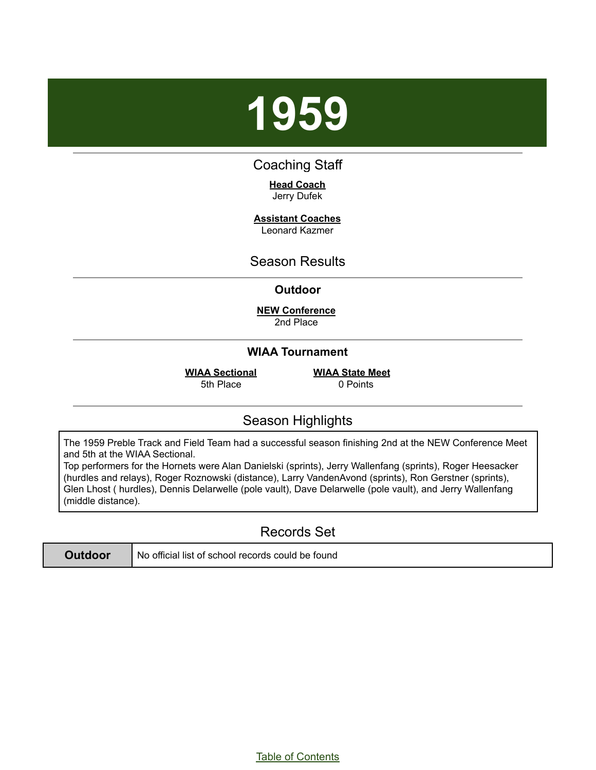# 1959

## Coaching Staff

**Head Coach**
Jerry Dufek

**Assistant Coaches**
Leonard Kazmer

## Season Results

### Outdoor

**NEW Conference**
2nd Place

### WIAA Tournament

**WIAA Sectional**
5th Place

**WIAA State Meet**
0 Points

## Season Highlights

The 1959 Preble Track and Field Team had a successful season finishing 2nd at the NEW Conference Meet and 5th at the WIAA Sectional.
Top performers for the Hornets were Alan Danielski (sprints), Jerry Wallenfang (sprints), Roger Heesacker (hurdles and relays), Roger Roznowski (distance), Larry VandenAvond (sprints), Ron Gerstner (sprints), Glen Lhost ( hurdles), Dennis Delarwelle (pole vault), Dave Delarwelle (pole vault), and Jerry Wallenfang (middle distance).

## Records Set

| Outdoor | No official list of school records could be found |
|---|---|

Table of Contents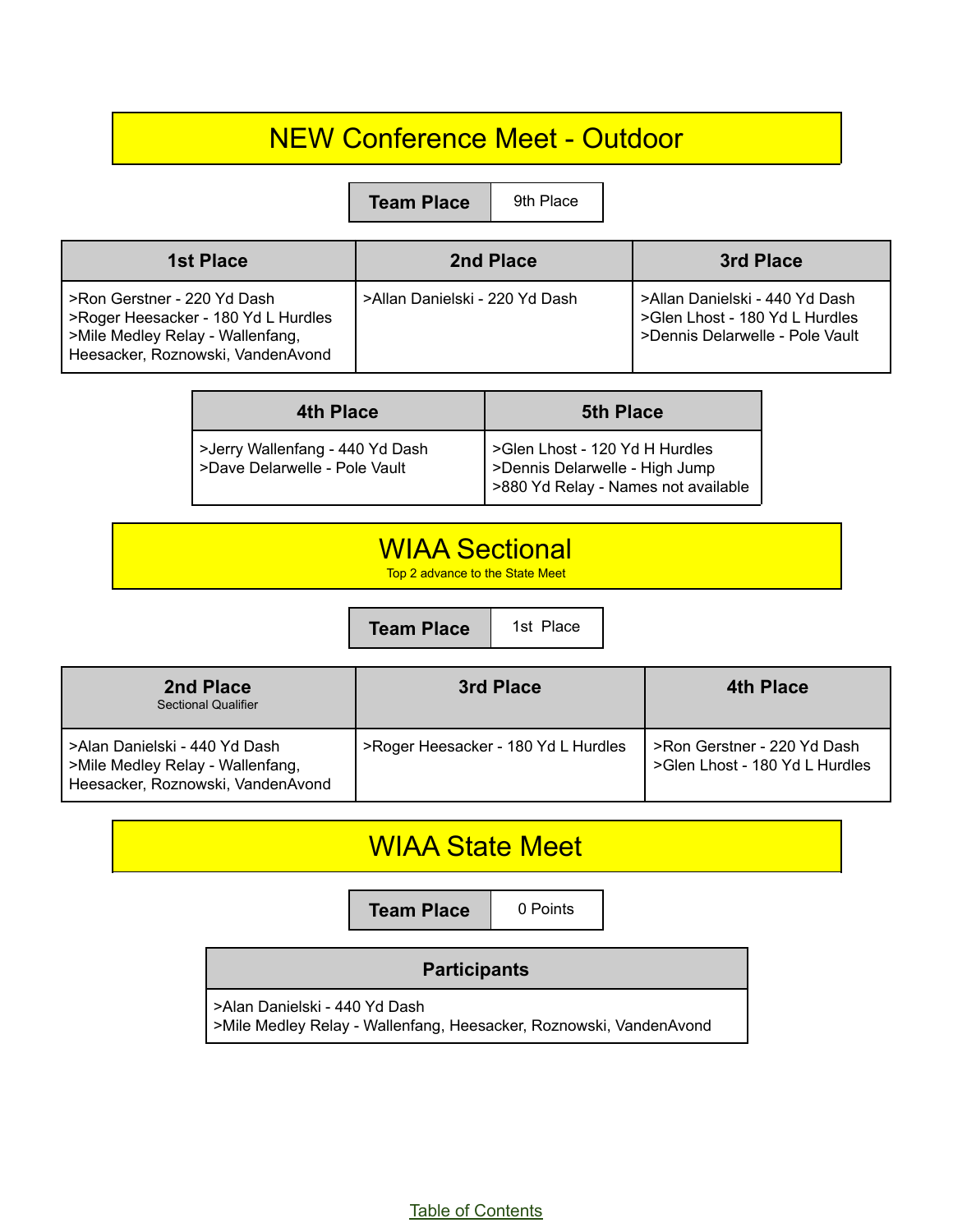# NEW Conference Meet - Outdoor

| Team Place | 9th Place |
| --- | --- |

| 1st Place | 2nd Place | 3rd Place |
| --- | --- | --- |
| >Ron Gerstner - 220 Yd Dash<br>>Roger Heesacker - 180 Yd L Hurdles<br>>Mile Medley Relay - Wallenfang, Heesacker, Roznowski, VandenAvond | >Allan Danielski - 220 Yd Dash | >Allan Danielski - 440 Yd Dash<br>>Glen Lhost - 180 Yd L Hurdles<br>>Dennis Delarwelle - Pole Vault |

| 4th Place | 5th Place |
| --- | --- |
| >Jerry Wallenfang - 440 Yd Dash<br>>Dave Delarwelle - Pole Vault | >Glen Lhost - 120 Yd H Hurdles<br>>Dennis Delarwelle - High Jump<br>>880 Yd Relay - Names not available |

# WIAA Sectional

Top 2 advance to the State Meet

| Team Place | 1st Place |
| --- | --- |

| 2nd Place<br>Sectional Qualifier | 3rd Place | 4th Place |
| --- | --- | --- |
| >Alan Danielski - 440 Yd Dash<br>>Mile Medley Relay - Wallenfang, Heesacker, Roznowski, VandenAvond | >Roger Heesacker - 180 Yd L Hurdles | >Ron Gerstner - 220 Yd Dash<br>>Glen Lhost - 180 Yd L Hurdles |

# WIAA State Meet

| Team Place | 0 Points |
| --- | --- |

| Participants |
| --- |
| >Alan Danielski - 440 Yd Dash<br>>Mile Medley Relay - Wallenfang, Heesacker, Roznowski, VandenAvond |

Table of Contents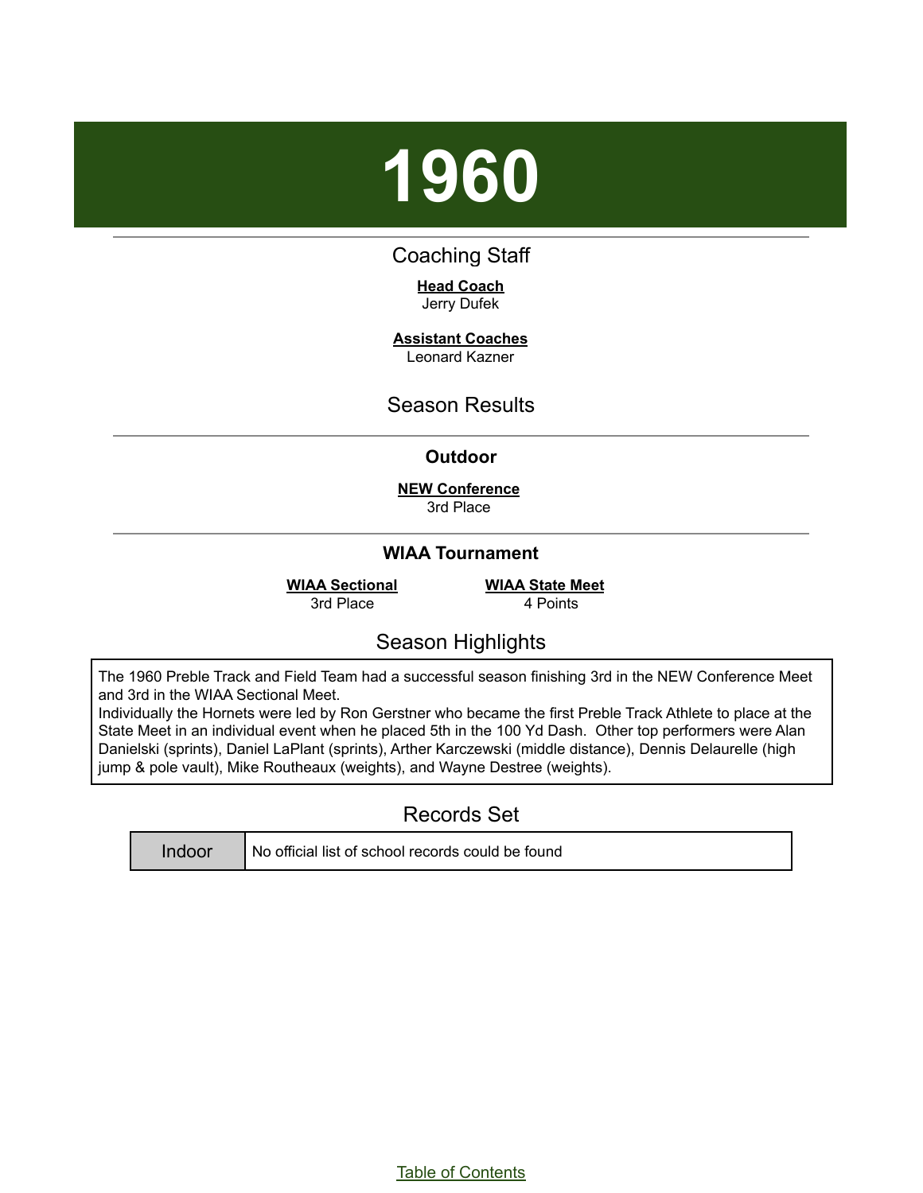# 1960

## Coaching Staff

**Head Coach**
Jerry Dufek

**Assistant Coaches**
Leonard Kazner

## Season Results

### Outdoor

**NEW Conference**
3rd Place

### WIAA Tournament

**WIAA Sectional**
3rd Place

**WIAA State Meet**
4 Points

## Season Highlights

The 1960 Preble Track and Field Team had a successful season finishing 3rd in the NEW Conference Meet and 3rd in the WIAA Sectional Meet.
Individually the Hornets were led by Ron Gerstner who became the first Preble Track Athlete to place at the State Meet in an individual event when he placed 5th in the 100 Yd Dash. Other top performers were Alan Danielski (sprints), Daniel LaPlant (sprints), Arther Karczewski (middle distance), Dennis Delaurelle (high jump & pole vault), Mike Routheaux (weights), and Wayne Destree (weights).

## Records Set

| Indoor | No official list of school records could be found |
|---|---|

Table of Contents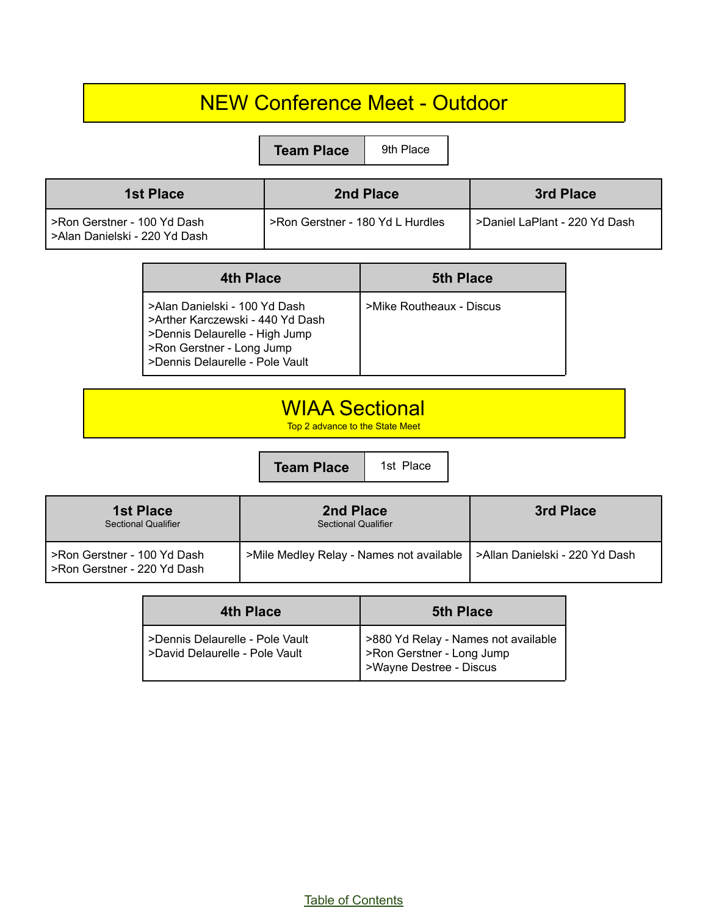# NEW Conference Meet - Outdoor

| Team Place | 9th Place |
| --- | --- |

| 1st Place | 2nd Place | 3rd Place |
| --- | --- | --- |
| >Ron Gerstner - 100 Yd Dash<br>>Alan Danielski - 220 Yd Dash | >Ron Gerstner - 180 Yd L Hurdles | >Daniel LaPlant - 220 Yd Dash |

| 4th Place | 5th Place |
| --- | --- |
| >Alan Danielski - 100 Yd Dash<br>>Arther Karczewski - 440 Yd Dash<br>>Dennis Delaurelle - High Jump<br>>Ron Gerstner - Long Jump<br>>Dennis Delaurelle - Pole Vault | >Mike Routheaux - Discus |

# WIAA Sectional

Top 2 advance to the State Meet

| Team Place | 1st Place |
| --- | --- |

| 1st Place<br>Sectional Qualifier | 2nd Place<br>Sectional Qualifier | 3rd Place |
| --- | --- | --- |
| >Ron Gerstner - 100 Yd Dash<br>>Ron Gerstner - 220 Yd Dash | >Mile Medley Relay - Names not available | >Allan Danielski - 220 Yd Dash |

| 4th Place | 5th Place |
| --- | --- |
| >Dennis Delaurelle - Pole Vault<br>>David Delaurelle - Pole Vault | >880 Yd Relay - Names not available<br>>Ron Gerstner - Long Jump<br>>Wayne Destree - Discus |

Table of Contents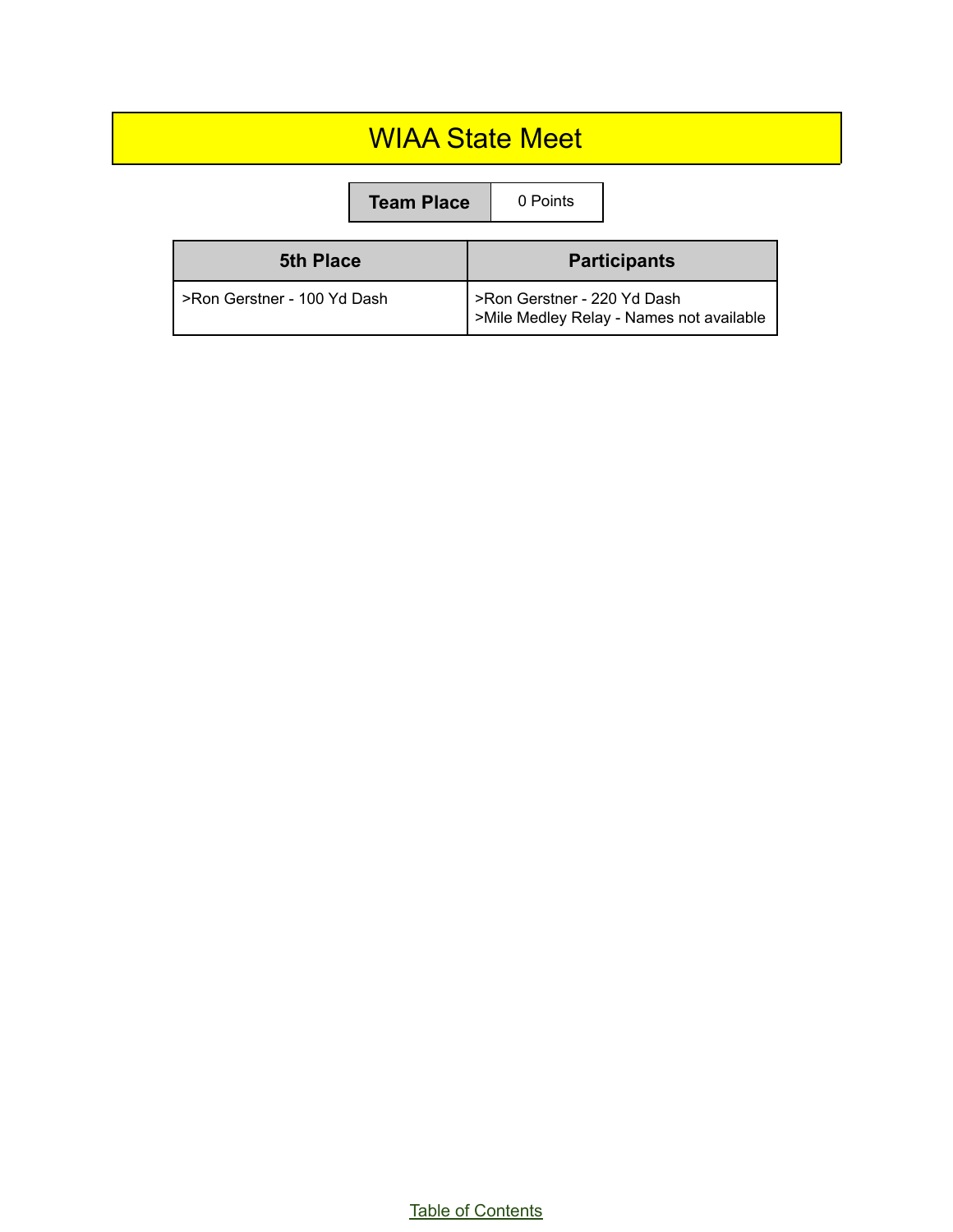# WIAA State Meet

| Team Place | 0 Points |
| --- | --- |

| 5th Place | Participants |
| --- | --- |
| >Ron Gerstner - 100 Yd Dash | >Ron Gerstner - 220 Yd Dash<br>>Mile Medley Relay - Names not available |

Table of Contents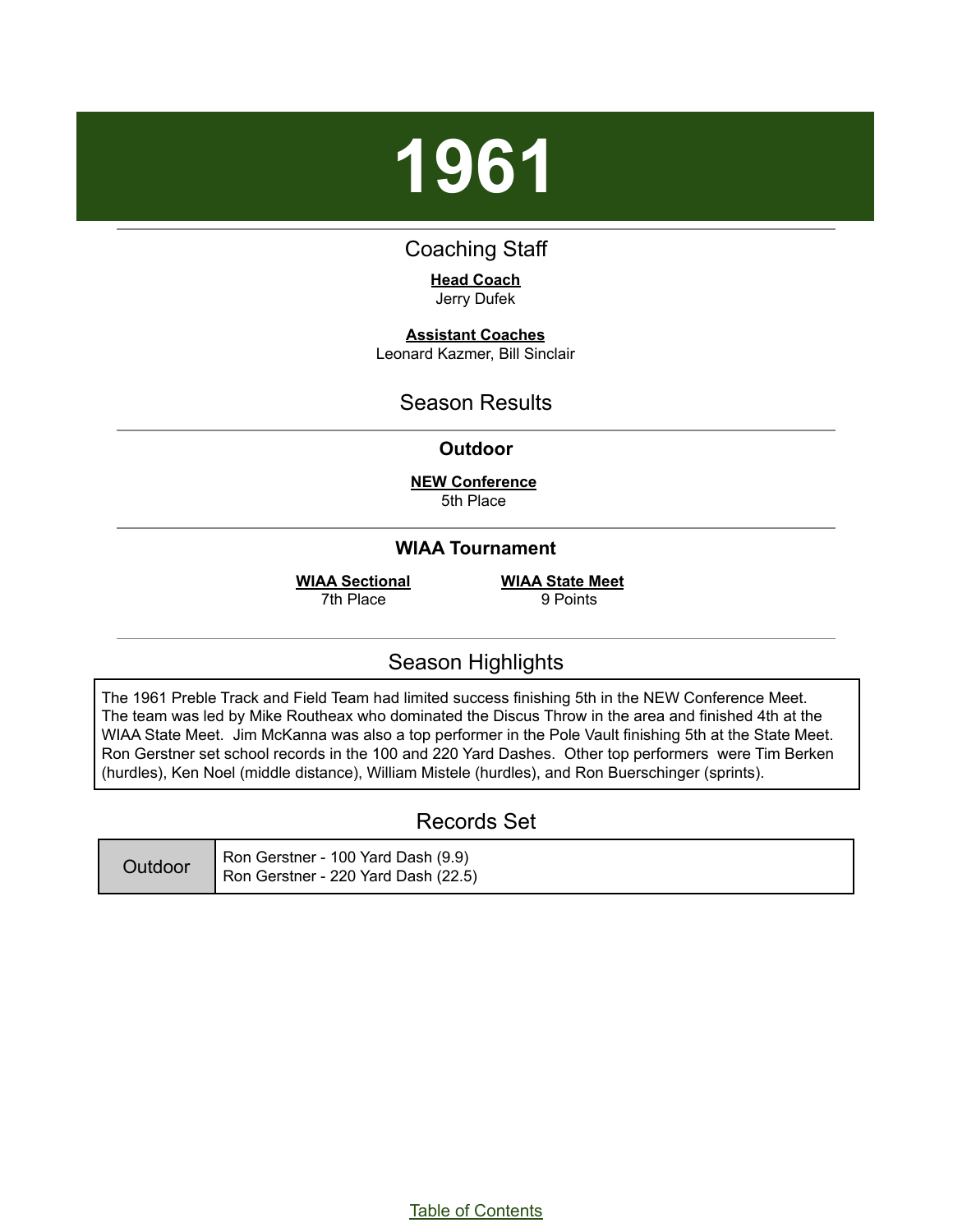# 1961

## Coaching Staff

**Head Coach**
Jerry Dufek

**Assistant Coaches**
Leonard Kazmer, Bill Sinclair

## Season Results

### Outdoor

**NEW Conference**
5th Place

### WIAA Tournament

**WIAA Sectional**
7th Place

**WIAA State Meet**
9 Points

## Season Highlights

The 1961 Preble Track and Field Team had limited success finishing 5th in the NEW Conference Meet. The team was led by Mike Routheax who dominated the Discus Throw in the area and finished 4th at the WIAA State Meet. Jim McKanna was also a top performer in the Pole Vault finishing 5th at the State Meet. Ron Gerstner set school records in the 100 and 220 Yard Dashes. Other top performers were Tim Berken (hurdles), Ken Noel (middle distance), William Mistele (hurdles), and Ron Buerschinger (sprints).

## Records Set

| | |
|---|---|
| Outdoor | Ron Gerstner - 100 Yard Dash (9.9)<br>Ron Gerstner - 220 Yard Dash (22.5) |

Table of Contents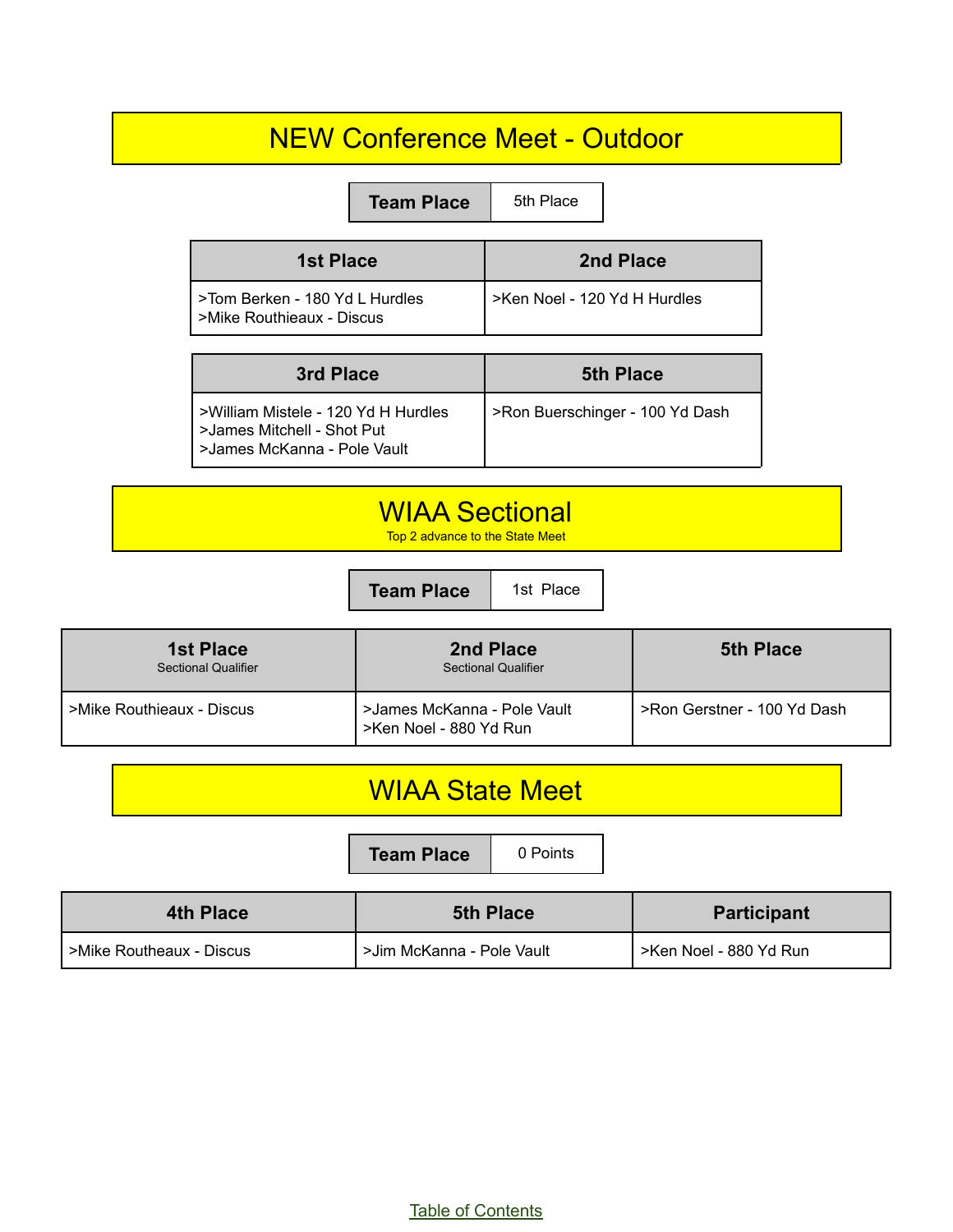## NEW Conference Meet - Outdoor

| Team Place | 5th Place |
| --- | --- |

| 1st Place | 2nd Place |
| --- | --- |
| >Tom Berken - 180 Yd L Hurdles<br>>Mike Routhieaux - Discus | >Ken Noel - 120 Yd H Hurdles |

| 3rd Place | 5th Place |
| --- | --- |
| >William Mistele - 120 Yd H Hurdles<br>>James Mitchell - Shot Put<br>>James McKanna - Pole Vault | >Ron Buerschinger - 100 Yd Dash |

## WIAA Sectional

Top 2 advance to the State Meet

| Team Place | 1st Place |
| --- | --- |

| 1st Place<br>Sectional Qualifier | 2nd Place<br>Sectional Qualifier | 5th Place |
| --- | --- | --- |
| >Mike Routhieaux - Discus | >James McKanna - Pole Vault<br>>Ken Noel - 880 Yd Run | >Ron Gerstner - 100 Yd Dash |

## WIAA State Meet

| Team Place | 0 Points |
| --- | --- |

| 4th Place | 5th Place | Participant |
| --- | --- | --- |
| >Mike Routheaux - Discus | >Jim McKanna - Pole Vault | >Ken Noel - 880 Yd Run |

Table of Contents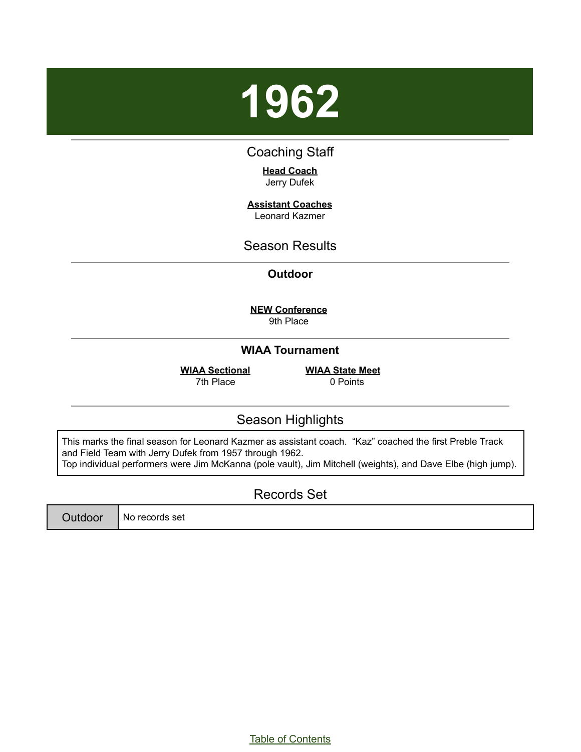# 1962

## Coaching Staff

**Head Coach**
Jerry Dufek

**Assistant Coaches**
Leonard Kazmer

## Season Results

### Outdoor

**NEW Conference**
9th Place

### WIAA Tournament

**WIAA Sectional**
7th Place

**WIAA State Meet**
0 Points

## Season Highlights

This marks the final season for Leonard Kazmer as assistant coach. “Kaz” coached the first Preble Track and Field Team with Jerry Dufek from 1957 through 1962.
Top individual performers were Jim McKanna (pole vault), Jim Mitchell (weights), and Dave Elbe (high jump).

## Records Set

| Outdoor | No records set |
|---|---|

Table of Contents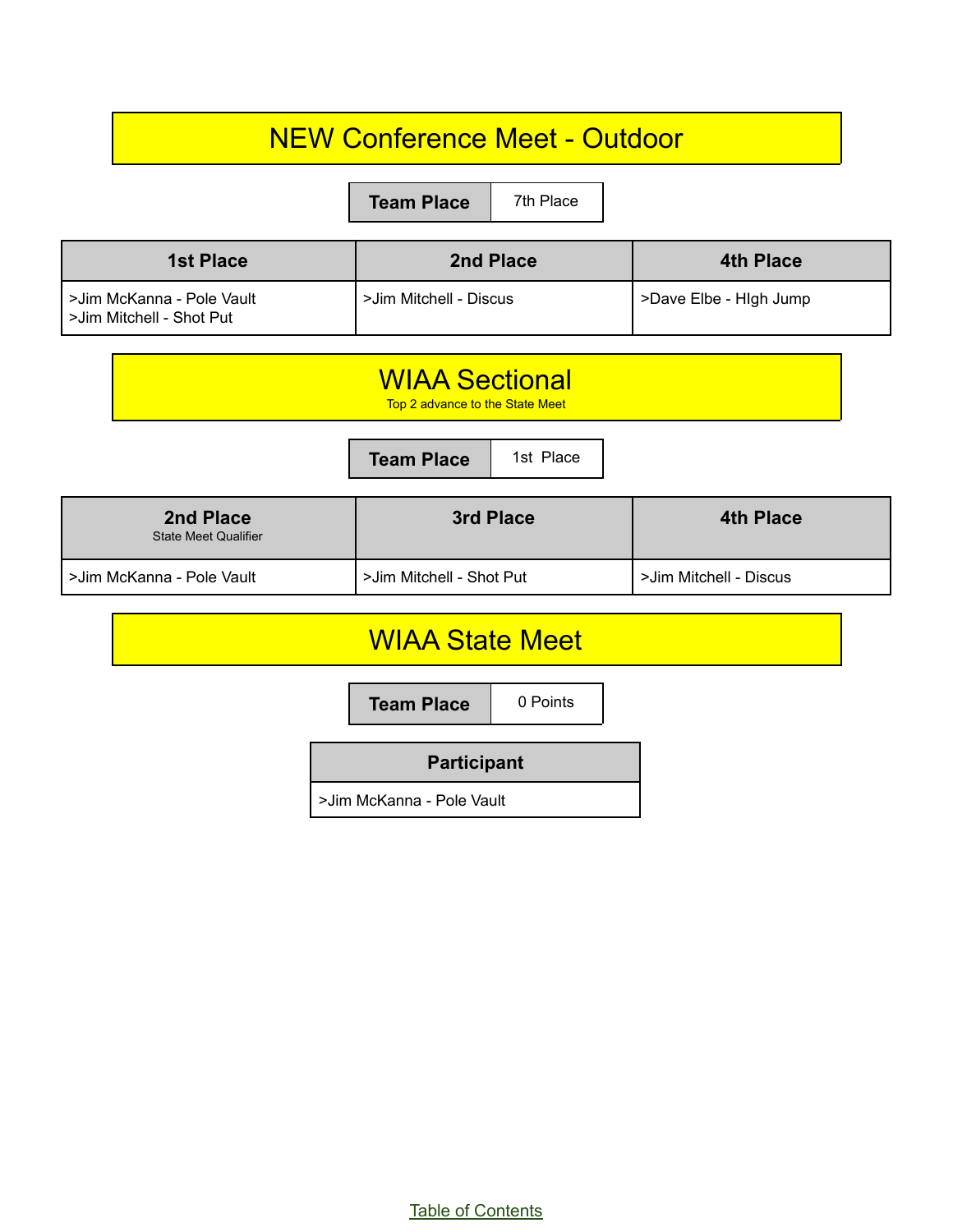# NEW Conference Meet - Outdoor

| Team Place | 7th Place |
|---|---|

| 1st Place | 2nd Place | 4th Place |
|---|---|---|
| >Jim McKanna - Pole Vault<br>>Jim Mitchell - Shot Put | >Jim Mitchell - Discus | >Dave Elbe - HIgh Jump |

# WIAA Sectional

Top 2 advance to the State Meet

| Team Place | 1st Place |
|---|---|

| 2nd Place<br>State Meet Qualifier | 3rd Place | 4th Place |
|---|---|---|
| >Jim McKanna - Pole Vault | >Jim Mitchell - Shot Put | >Jim Mitchell - Discus |

# WIAA State Meet

| Team Place | 0 Points |
|---|---|

| Participant |
|---|
| >Jim McKanna - Pole Vault |

Table of Contents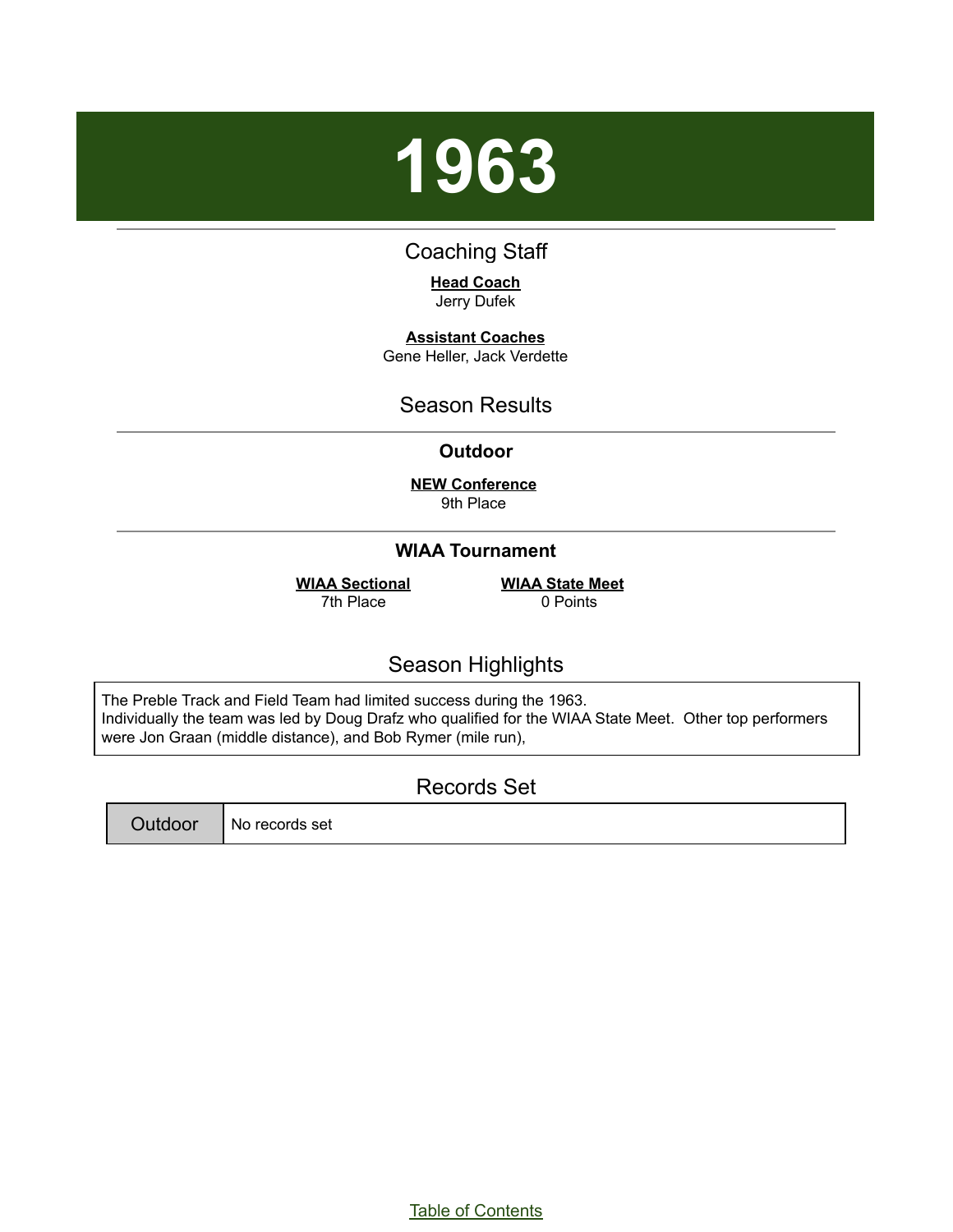# 1963

## Coaching Staff

**Head Coach**
Jerry Dufek

**Assistant Coaches**
Gene Heller, Jack Verdette

## Season Results

### Outdoor

**NEW Conference**
9th Place

### WIAA Tournament

| WIAA Sectional | WIAA State Meet |
|---|---|
| 7th Place | 0 Points |

## Season Highlights

The Preble Track and Field Team had limited success during the 1963.
Individually the team was led by Doug Drafz who qualified for the WIAA State Meet. Other top performers were Jon Graan (middle distance), and Bob Rymer (mile run),

## Records Set

| Outdoor | No records set |
|---|---|

Table of Contents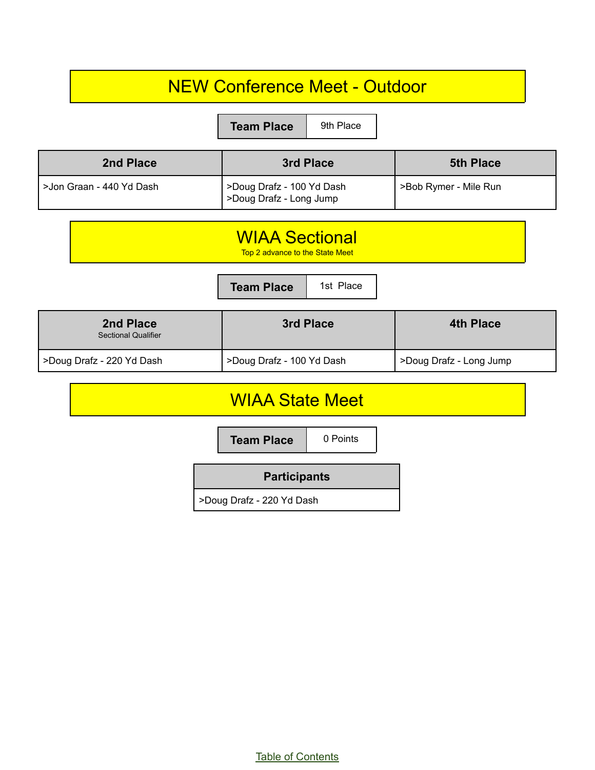## NEW Conference Meet - Outdoor

| Team Place | 9th Place |
|---|---|

| 2nd Place | 3rd Place | 5th Place |
|---|---|---|
| >Jon Graan - 440 Yd Dash | >Doug Drafz - 100 Yd Dash<br>>Doug Drafz - Long Jump | >Bob Rymer - Mile Run |

## WIAA Sectional

Top 2 advance to the State Meet

| Team Place | 1st Place |
|---|---|

| 2nd Place<br>Sectional Qualifier | 3rd Place | 4th Place |
|---|---|---|
| >Doug Drafz - 220 Yd Dash | >Doug Drafz - 100 Yd Dash | >Doug Drafz - Long Jump |

## WIAA State Meet

| Team Place | 0 Points |
|---|---|

| Participants |
|---|
| >Doug Drafz - 220 Yd Dash |

Table of Contents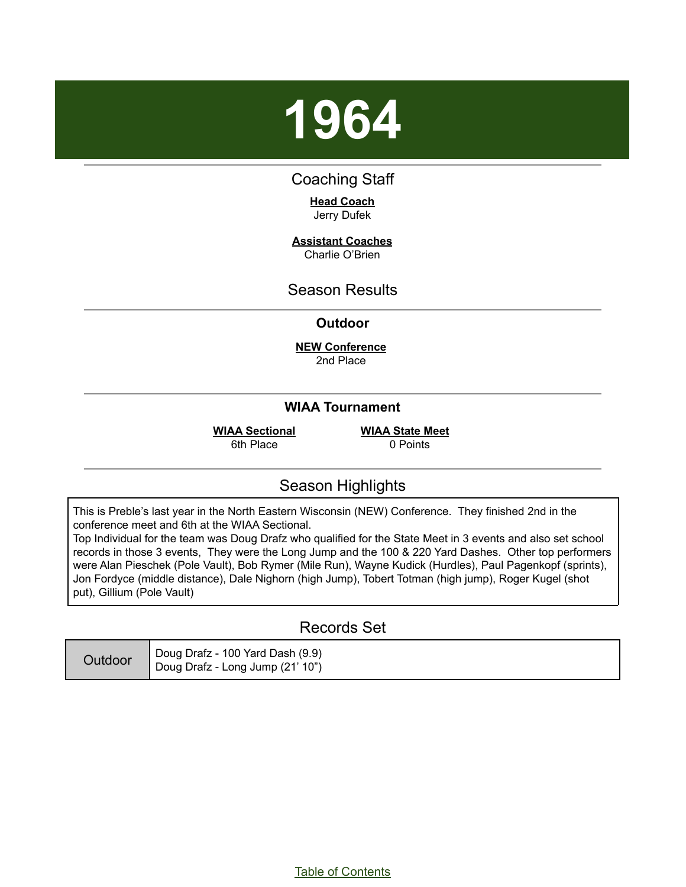# 1964

## Coaching Staff

**Head Coach**
Jerry Dufek

**Assistant Coaches**
Charlie O'Brien

## Season Results

### Outdoor

**NEW Conference**
2nd Place

### WIAA Tournament

**WIAA Sectional**
6th Place

**WIAA State Meet**
0 Points

## Season Highlights

This is Preble's last year in the North Eastern Wisconsin (NEW) Conference. They finished 2nd in the conference meet and 6th at the WIAA Sectional.
Top Individual for the team was Doug Drafz who qualified for the State Meet in 3 events and also set school records in those 3 events, They were the Long Jump and the 100 & 220 Yard Dashes. Other top performers were Alan Pieschek (Pole Vault), Bob Rymer (Mile Run), Wayne Kudick (Hurdles), Paul Pagenkopf (sprints), Jon Fordyce (middle distance), Dale Nighorn (high Jump), Tobert Totman (high jump), Roger Kugel (shot put), Gillium (Pole Vault)

## Records Set

| Outdoor | Doug Drafz - 100 Yard Dash (9.9)<br>Doug Drafz - Long Jump (21' 10") |
|---|---|

Table of Contents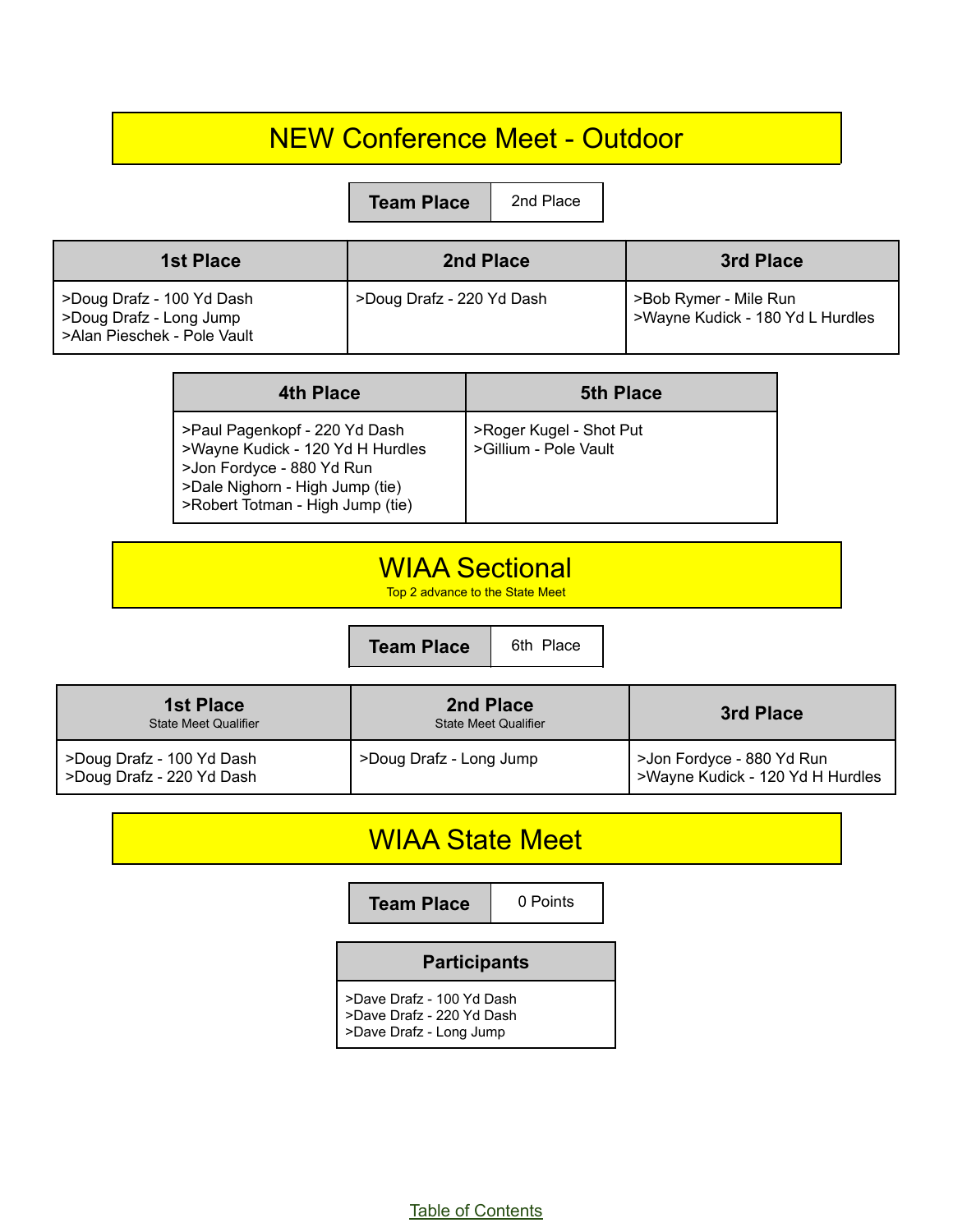# NEW Conference Meet - Outdoor

| Team Place | 2nd Place |
| --- | --- |

| 1st Place | 2nd Place | 3rd Place |
| --- | --- | --- |
| >Doug Drafz - 100 Yd Dash<br>>Doug Drafz - Long Jump<br>>Alan Pieschek - Pole Vault | >Doug Drafz - 220 Yd Dash | >Bob Rymer - Mile Run<br>>Wayne Kudick - 180 Yd L Hurdles |

| 4th Place | 5th Place |
| --- | --- |
| >Paul Pagenkopf - 220 Yd Dash<br>>Wayne Kudick - 120 Yd H Hurdles<br>>Jon Fordyce - 880 Yd Run<br>>Dale Nighorn - High Jump (tie)<br>>Robert Totman - High Jump (tie) | >Roger Kugel - Shot Put<br>>Gillium - Pole Vault |

# WIAA Sectional

Top 2 advance to the State Meet

| Team Place | 6th Place |
| --- | --- |

| 1st Place<br>State Meet Qualifier | 2nd Place<br>State Meet Qualifier | 3rd Place |
| --- | --- | --- |
| >Doug Drafz - 100 Yd Dash<br>>Doug Drafz - 220 Yd Dash | >Doug Drafz - Long Jump | >Jon Fordyce - 880 Yd Run<br>>Wayne Kudick - 120 Yd H Hurdles |

# WIAA State Meet

| Team Place | 0 Points |
| --- | --- |

| Participants |
| --- |
| >Dave Drafz - 100 Yd Dash<br>>Dave Drafz - 220 Yd Dash<br>>Dave Drafz - Long Jump |

Table of Contents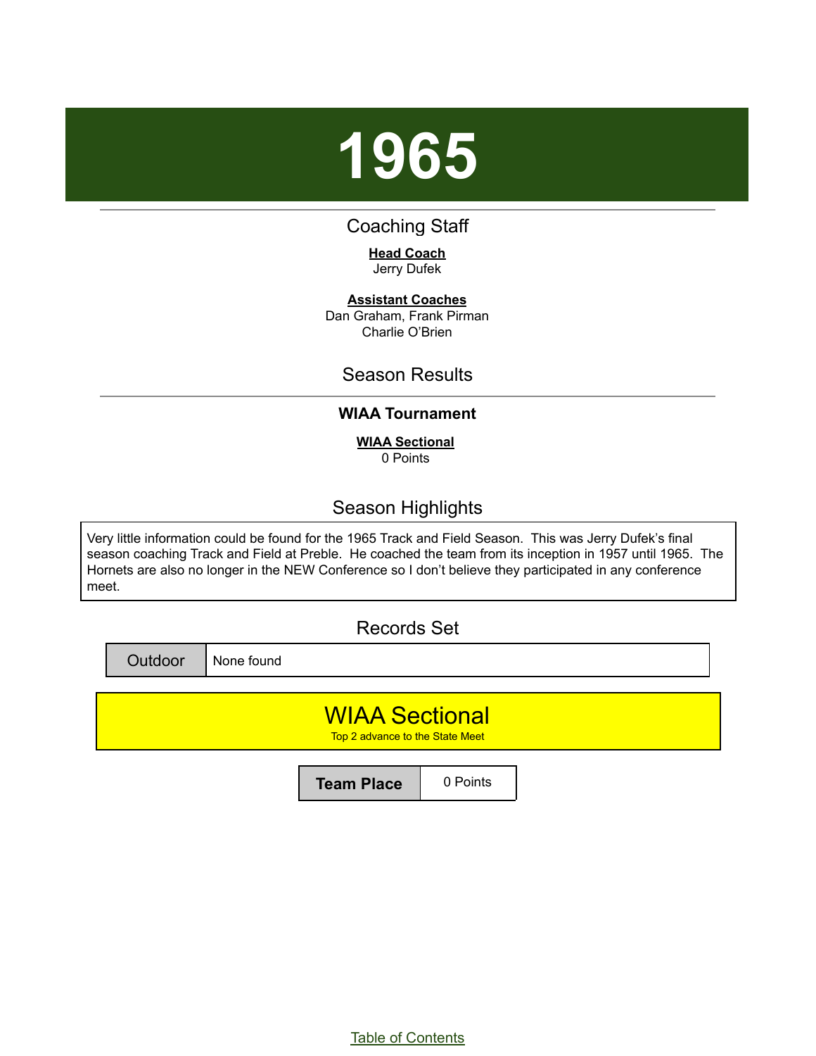# 1965

## Coaching Staff

**Head Coach**
Jerry Dufek

**Assistant Coaches**
Dan Graham, Frank Pirman
Charlie O'Brien

## Season Results

### WIAA Tournament

**WIAA Sectional**
0 Points

## Season Highlights

Very little information could be found for the 1965 Track and Field Season. This was Jerry Dufek's final season coaching Track and Field at Preble. He coached the team from its inception in 1957 until 1965. The Hornets are also no longer in the NEW Conference so I don't believe they participated in any conference meet.

## Records Set

| Outdoor | None found |
|---|---|

## WIAA Sectional

Top 2 advance to the State Meet

| Team Place | 0 Points |
|---|---|

Table of Contents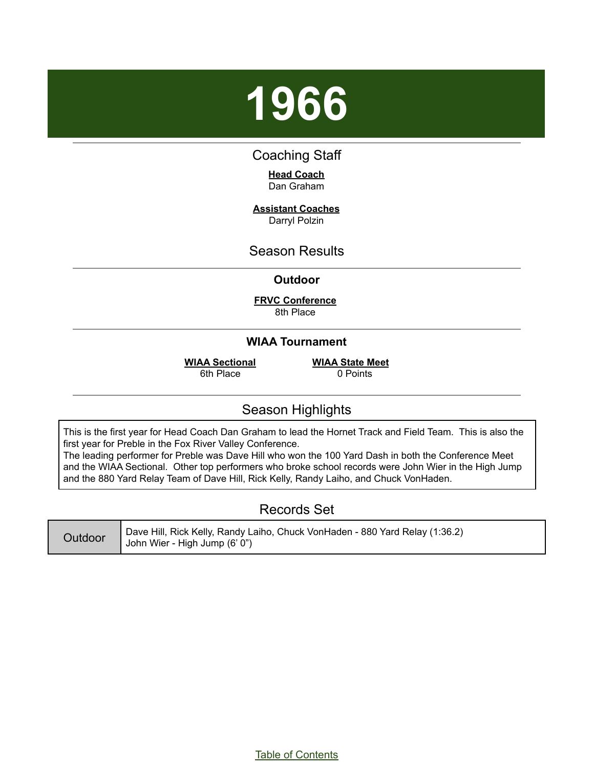# 1966

## Coaching Staff

**Head Coach**
Dan Graham

**Assistant Coaches**
Darryl Polzin

## Season Results

### Outdoor

**FRVC Conference**
8th Place

### WIAA Tournament

**WIAA Sectional**
6th Place

**WIAA State Meet**
0 Points

## Season Highlights

This is the first year for Head Coach Dan Graham to lead the Hornet Track and Field Team. This is also the first year for Preble in the Fox River Valley Conference.
The leading performer for Preble was Dave Hill who won the 100 Yard Dash in both the Conference Meet and the WIAA Sectional. Other top performers who broke school records were John Wier in the High Jump and the 880 Yard Relay Team of Dave Hill, Rick Kelly, Randy Laiho, and Chuck VonHaden.

## Records Set

| | |
|---|---|
| Outdoor | Dave Hill, Rick Kelly, Randy Laiho, Chuck VonHaden - 880 Yard Relay (1:36.2)<br>John Wier - High Jump (6' 0") |

Table of Contents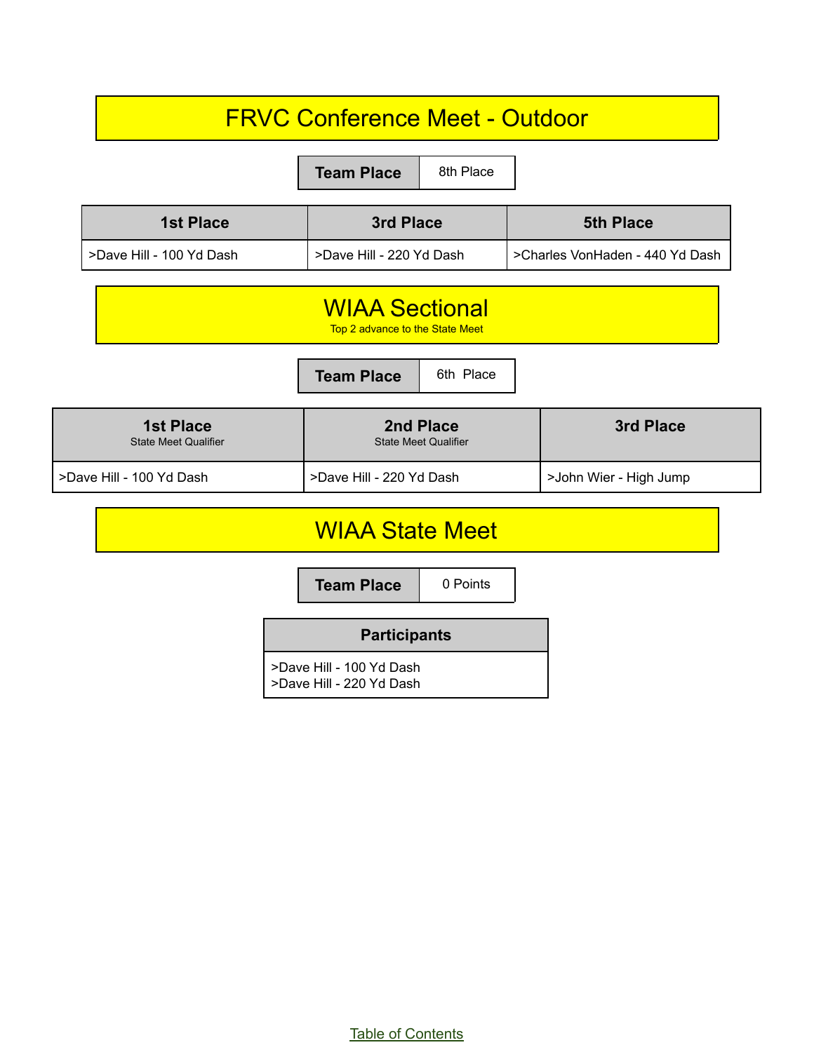# FRVC Conference Meet - Outdoor

| Team Place | 8th Place |
|---|---|

| 1st Place | 3rd Place | 5th Place |
|---|---|---|
| >Dave Hill - 100 Yd Dash | >Dave Hill - 220 Yd Dash | >Charles VonHaden - 440 Yd Dash |

# WIAA Sectional

Top 2 advance to the State Meet

| Team Place | 6th Place |
|---|---|

| 1st Place State Meet Qualifier | 2nd Place State Meet Qualifier | 3rd Place |
|---|---|---|
| >Dave Hill - 100 Yd Dash | >Dave Hill - 220 Yd Dash | >John Wier - High Jump |

# WIAA State Meet

| Team Place | 0 Points |
|---|---|

| Participants |
|---|
| >Dave Hill - 100 Yd Dash<br>>Dave Hill - 220 Yd Dash |

Table of Contents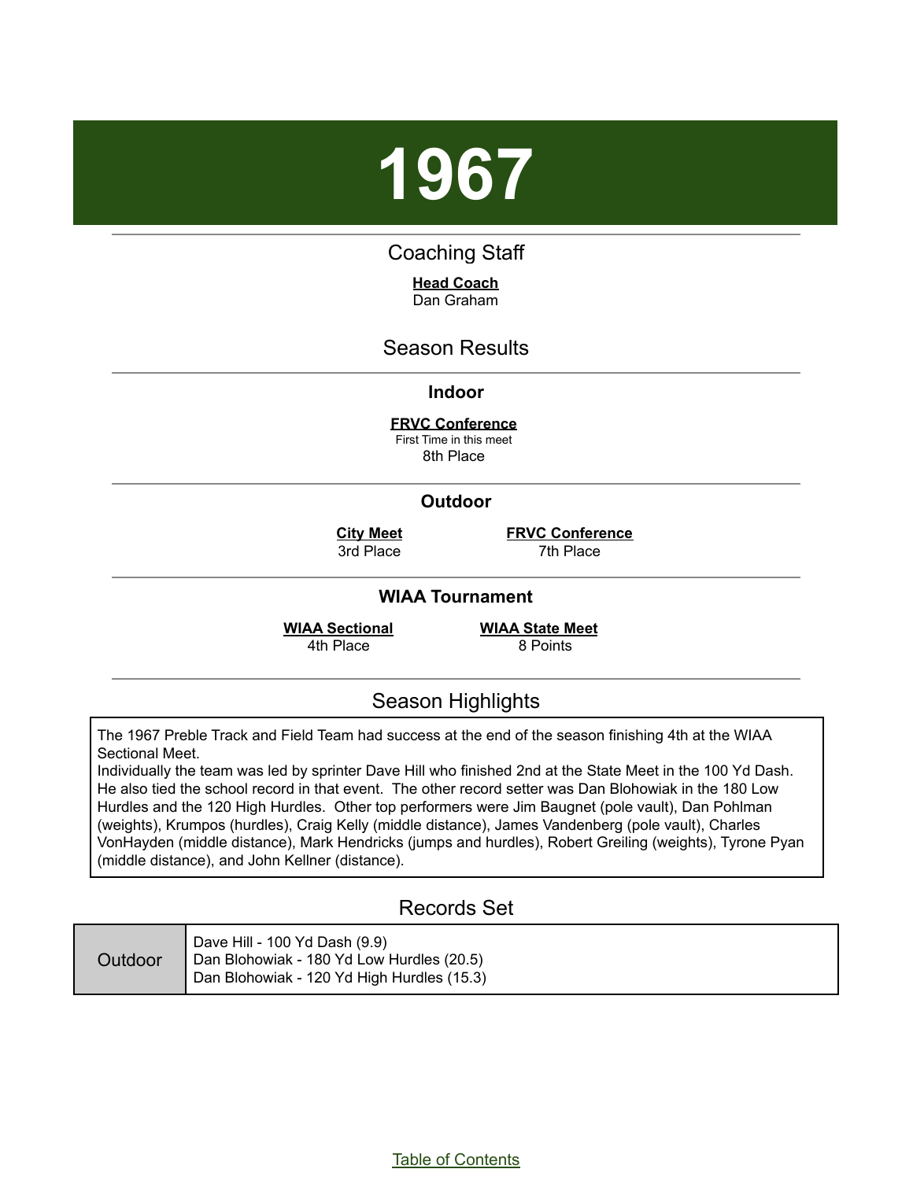# 1967

## Coaching Staff

**Head Coach**
Dan Graham

## Season Results

### Indoor

**FRVC Conference**
First Time in this meet
8th Place

### Outdoor

**City Meet**
3rd Place

**FRVC Conference**
7th Place

### WIAA Tournament

**WIAA Sectional**
4th Place

**WIAA State Meet**
8 Points

## Season Highlights

The 1967 Preble Track and Field Team had success at the end of the season finishing 4th at the WIAA Sectional Meet.
Individually the team was led by sprinter Dave Hill who finished 2nd at the State Meet in the 100 Yd Dash. He also tied the school record in that event. The other record setter was Dan Blohowiak in the 180 Low Hurdles and the 120 High Hurdles. Other top performers were Jim Baugnet (pole vault), Dan Pohlman (weights), Krumpos (hurdles), Craig Kelly (middle distance), James Vandenberg (pole vault), Charles VonHayden (middle distance), Mark Hendricks (jumps and hurdles), Robert Greiling (weights), Tyrone Pyan (middle distance), and John Kellner (distance).

## Records Set

| | |
|---|---|
| Outdoor | Dave Hill - 100 Yd Dash (9.9)<br>Dan Blohowiak - 180 Yd Low Hurdles (20.5)<br>Dan Blohowiak - 120 Yd High Hurdles (15.3) |

Table of Contents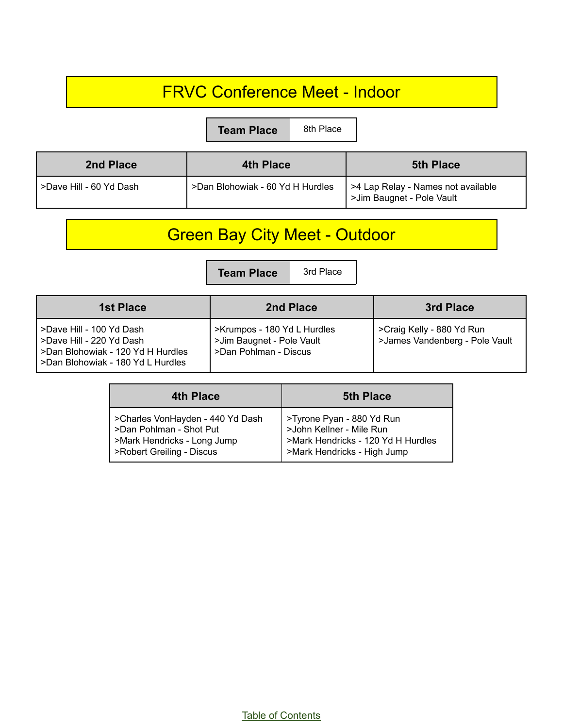# FRVC Conference Meet - Indoor

| Team Place | 8th Place |
| --- | --- |

| 2nd Place | 4th Place | 5th Place |
| --- | --- | --- |
| >Dave Hill - 60 Yd Dash | >Dan Blohowiak - 60 Yd H Hurdles | >4 Lap Relay - Names not available<br>>Jim Baugnet - Pole Vault |

# Green Bay City Meet - Outdoor

| Team Place | 3rd Place |
| --- | --- |

| 1st Place | 2nd Place | 3rd Place |
| --- | --- | --- |
| >Dave Hill - 100 Yd Dash<br>>Dave Hill - 220 Yd Dash<br>>Dan Blohowiak - 120 Yd H Hurdles<br>>Dan Blohowiak - 180 Yd L Hurdles | >Krumpos - 180 Yd L Hurdles<br>>Jim Baugnet - Pole Vault<br>>Dan Pohlman - Discus | >Craig Kelly - 880 Yd Run<br>>James Vandenberg - Pole Vault |

| 4th Place | 5th Place |
| --- | --- |
| >Charles VonHayden - 440 Yd Dash<br>>Dan Pohlman - Shot Put<br>>Mark Hendricks - Long Jump<br>>Robert Greiling - Discus | >Tyrone Pyan - 880 Yd Run<br>>John Kellner - Mile Run<br>>Mark Hendricks - 120 Yd H Hurdles<br>>Mark Hendricks - High Jump |

Table of Contents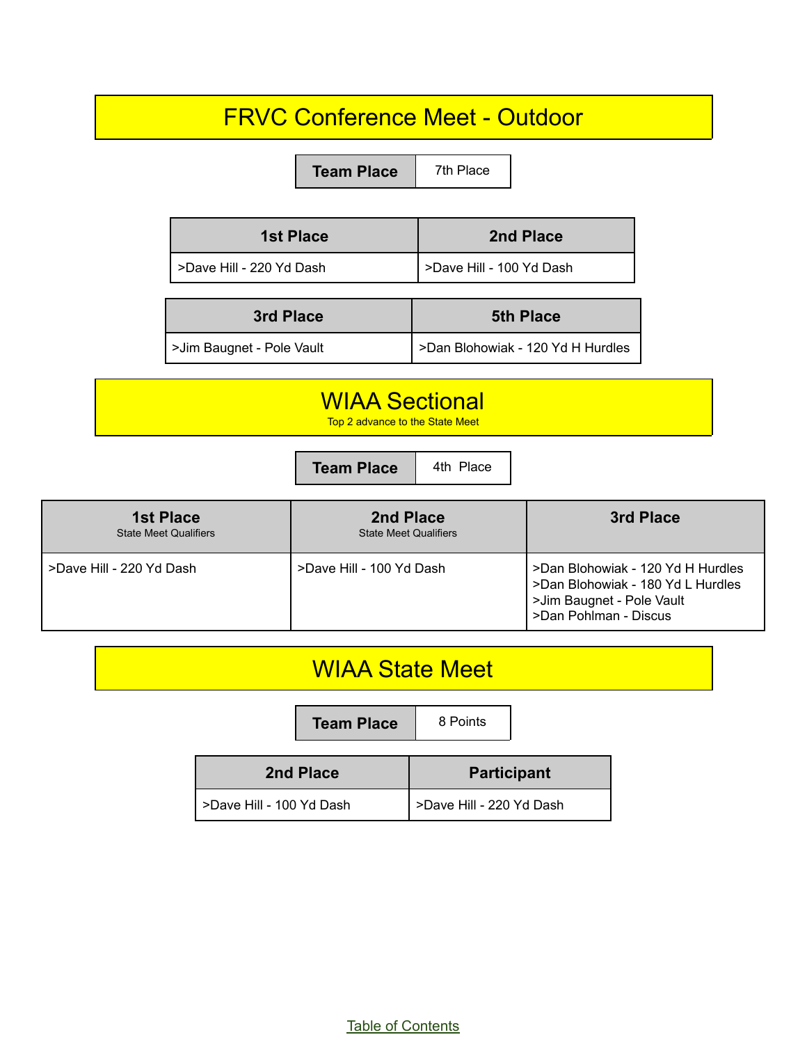# FRVC Conference Meet - Outdoor

| Team Place | 7th Place |
| --- | --- |

| 1st Place | 2nd Place |
| --- | --- |
| >Dave Hill - 220 Yd Dash | >Dave Hill - 100 Yd Dash |

| 3rd Place | 5th Place |
| --- | --- |
| >Jim Baugnet - Pole Vault | >Dan Blohowiak - 120 Yd H Hurdles |

# WIAA Sectional

Top 2 advance to the State Meet

| Team Place | 4th Place |
| --- | --- |

| 1st Place State Meet Qualifiers | 2nd Place State Meet Qualifiers | 3rd Place |
| --- | --- | --- |
| >Dave Hill - 220 Yd Dash | >Dave Hill - 100 Yd Dash | >Dan Blohowiak - 120 Yd H Hurdles<br>>Dan Blohowiak - 180 Yd L Hurdles<br>>Jim Baugnet - Pole Vault<br>>Dan Pohlman - Discus |

# WIAA State Meet

| Team Place | 8 Points |
| --- | --- |

| 2nd Place | Participant |
| --- | --- |
| >Dave Hill - 100 Yd Dash | >Dave Hill - 220 Yd Dash |

Table of Contents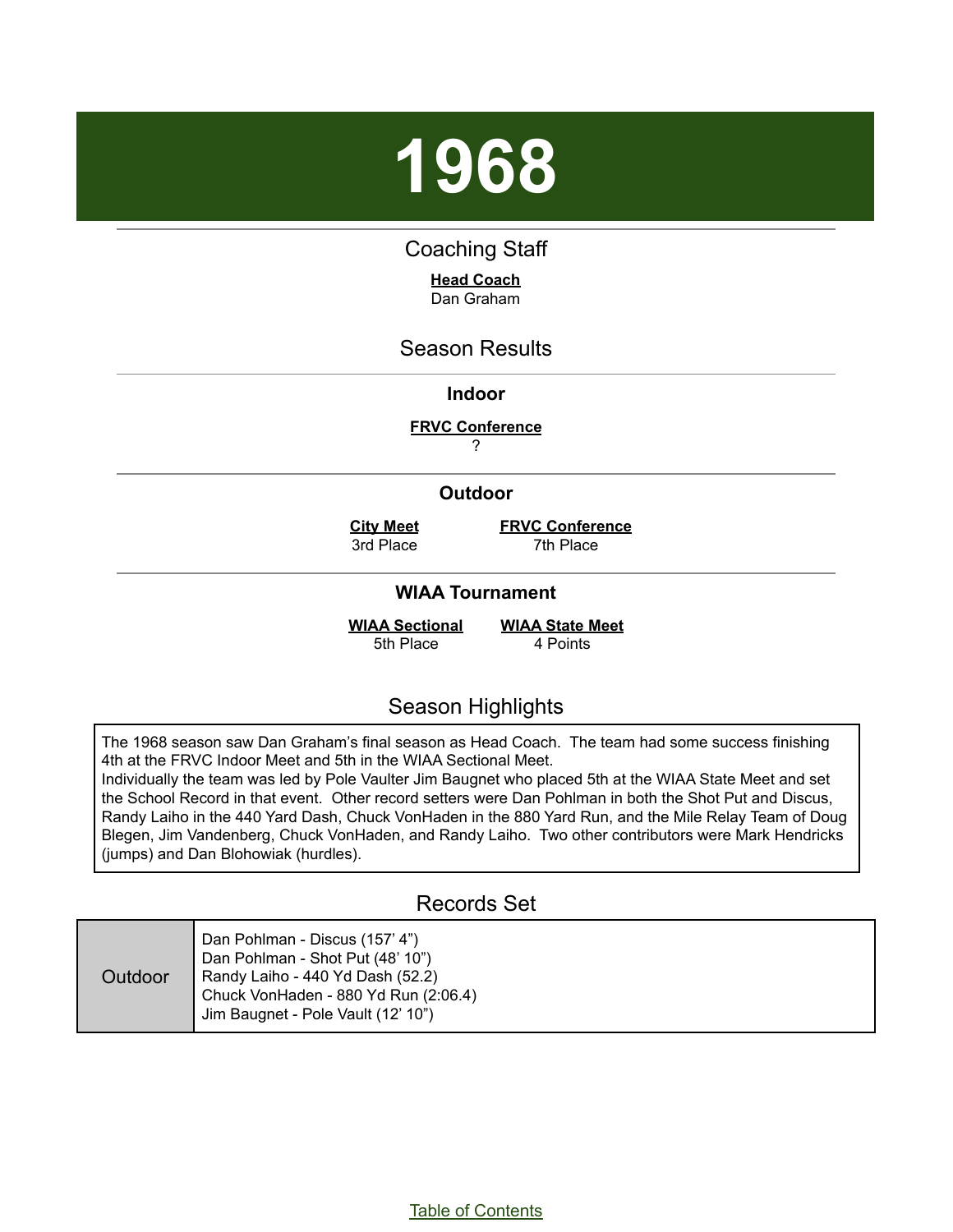# 1968

## Coaching Staff

**Head Coach**
Dan Graham

## Season Results

### Indoor

**FRVC Conference**
?

### Outdoor

| City Meet | FRVC Conference |
|---|---|
| 3rd Place | 7th Place |

### WIAA Tournament

| WIAA Sectional | WIAA State Meet |
|---|---|
| 5th Place | 4 Points |

## Season Highlights

The 1968 season saw Dan Graham's final season as Head Coach. The team had some success finishing 4th at the FRVC Indoor Meet and 5th in the WIAA Sectional Meet.
Individually the team was led by Pole Vaulter Jim Baugnet who placed 5th at the WIAA State Meet and set the School Record in that event. Other record setters were Dan Pohlman in both the Shot Put and Discus, Randy Laiho in the 440 Yard Dash, Chuck VonHaden in the 880 Yard Run, and the Mile Relay Team of Doug Blegen, Jim Vandenberg, Chuck VonHaden, and Randy Laiho. Two other contributors were Mark Hendricks (jumps) and Dan Blohowiak (hurdles).

## Records Set

| | |
|---|---|
| Outdoor | Dan Pohlman - Discus (157' 4")<br>Dan Pohlman - Shot Put (48' 10")<br>Randy Laiho - 440 Yd Dash (52.2)<br>Chuck VonHaden - 880 Yd Run (2:06.4)<br>Jim Baugnet - Pole Vault (12' 10") |

Table of Contents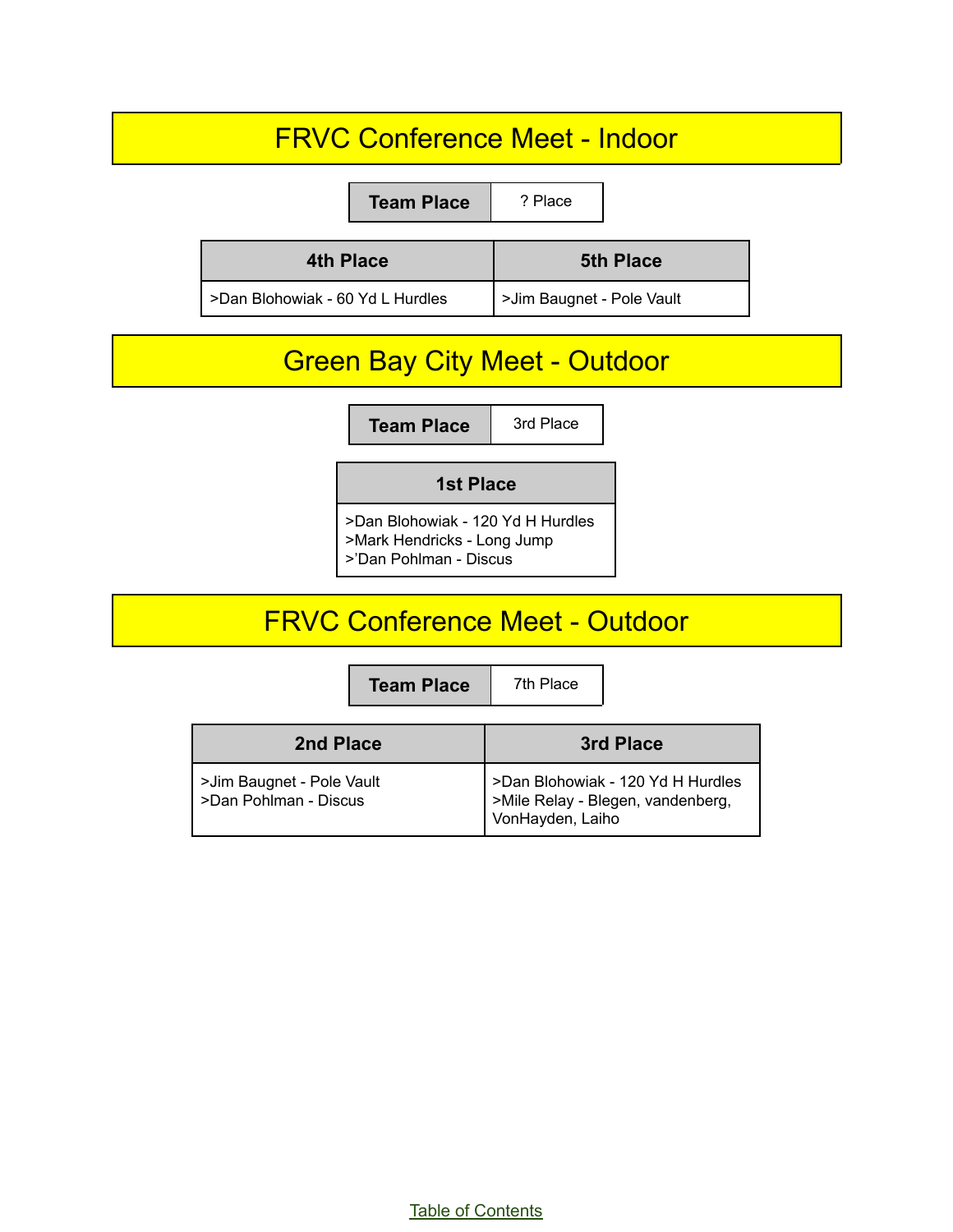## FRVC Conference Meet - Indoor

| Team Place | ? Place |
|---|---|

| 4th Place | 5th Place |
|---|---|
| >Dan Blohowiak - 60 Yd L Hurdles | >Jim Baugnet - Pole Vault |

## Green Bay City Meet - Outdoor

| Team Place | 3rd Place |
|---|---|

| 1st Place |
|---|
| >Dan Blohowiak - 120 Yd H Hurdles<br>>Mark Hendricks - Long Jump<br>>'Dan Pohlman - Discus |

## FRVC Conference Meet - Outdoor

| Team Place | 7th Place |
|---|---|

| 2nd Place | 3rd Place |
|---|---|
| >Jim Baugnet - Pole Vault<br>>Dan Pohlman - Discus | >Dan Blohowiak - 120 Yd H Hurdles<br>>Mile Relay - Blegen, vandenberg, VonHayden, Laiho |

Table of Contents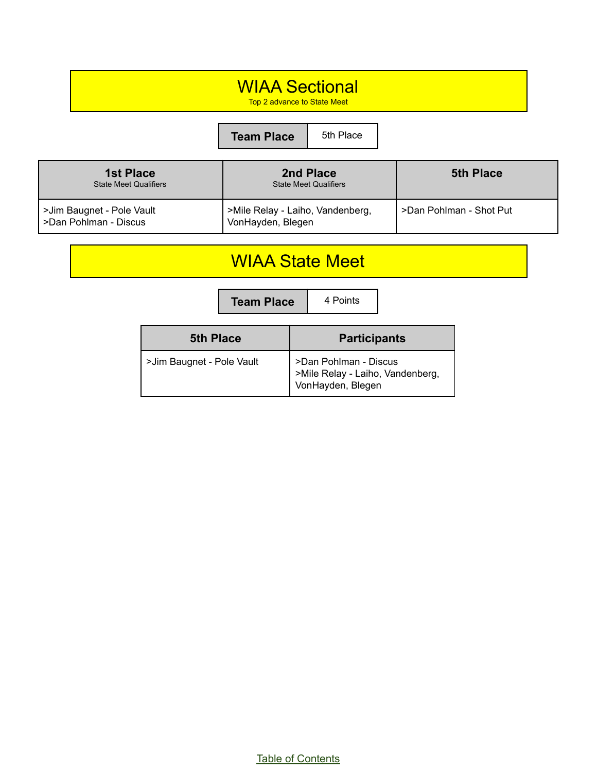# WIAA Sectional

Top 2 advance to State Meet

| Team Place | 5th Place |
| --- | --- |

| 1st Place<br>State Meet Qualifiers | 2nd Place<br>State Meet Qualifiers | 5th Place |
| --- | --- | --- |
| >Jim Baugnet - Pole Vault<br>>Dan Pohlman - Discus | >Mile Relay - Laiho, Vandenberg, VonHayden, Blegen | >Dan Pohlman - Shot Put |

# WIAA State Meet

| Team Place | 4 Points |
| --- | --- |

| 5th Place | Participants |
| --- | --- |
| >Jim Baugnet - Pole Vault | >Dan Pohlman - Discus<br>>Mile Relay - Laiho, Vandenberg, VonHayden, Blegen |

Table of Contents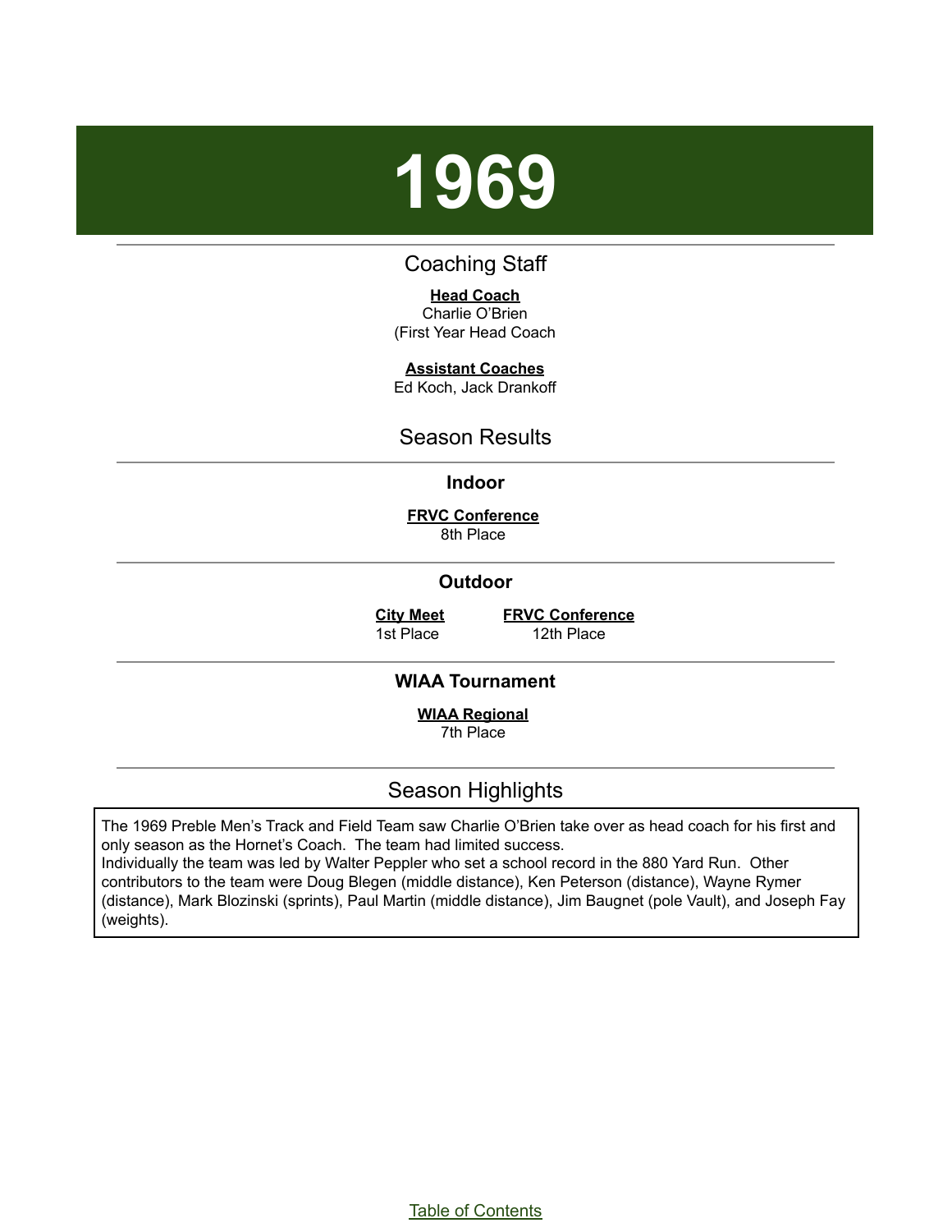# 1969

## Coaching Staff

**Head Coach**
Charlie O'Brien
(First Year Head Coach

**Assistant Coaches**
Ed Koch, Jack Drankoff

## Season Results

### Indoor

**FRVC Conference**
8th Place

### Outdoor

| City Meet | FRVC Conference |
|---|---|
| 1st Place | 12th Place |

### WIAA Tournament

**WIAA Regional**
7th Place

## Season Highlights

The 1969 Preble Men's Track and Field Team saw Charlie O'Brien take over as head coach for his first and only season as the Hornet's Coach. The team had limited success.
Individually the team was led by Walter Peppler who set a school record in the 880 Yard Run. Other contributors to the team were Doug Blegen (middle distance), Ken Peterson (distance), Wayne Rymer (distance), Mark Blozinski (sprints), Paul Martin (middle distance), Jim Baugnet (pole Vault), and Joseph Fay (weights).

Table of Contents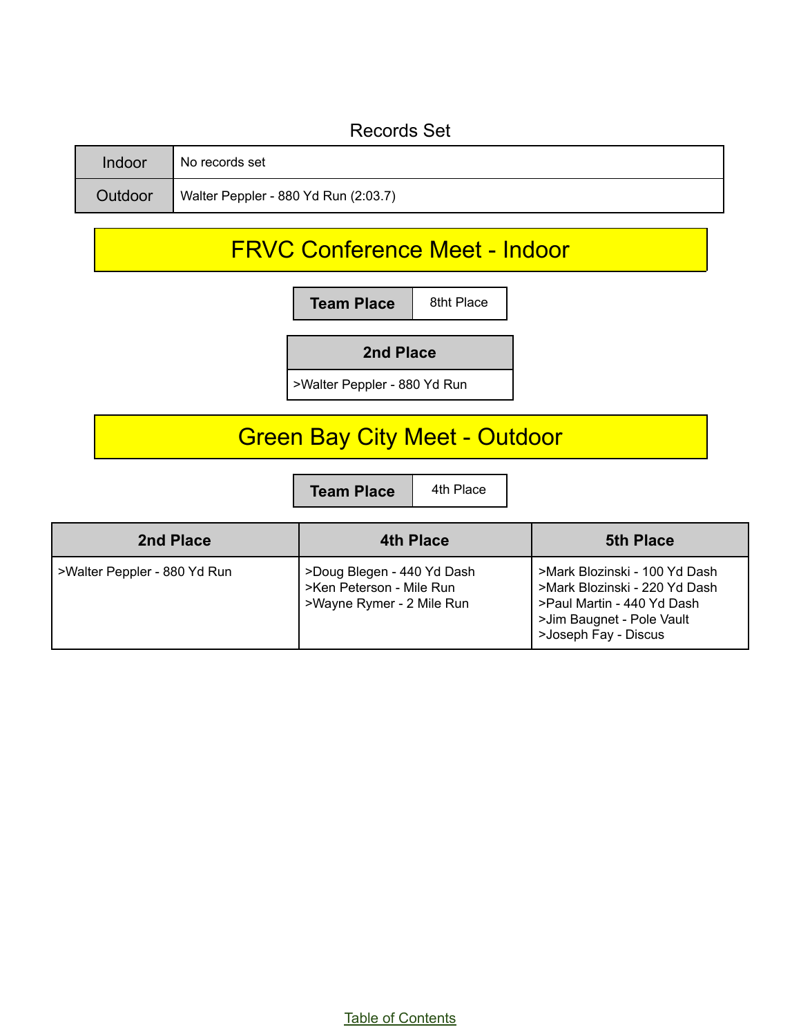## Records Set

| | |
|---|---|
| Indoor | No records set |
| Outdoor | Walter Peppler - 880 Yd Run (2:03.7) |

## FRVC Conference Meet - Indoor

| Team Place | 8tht Place |
|---|---|

| 2nd Place |
|---|
| >Walter Peppler - 880 Yd Run |

## Green Bay City Meet - Outdoor

| Team Place | 4th Place |
|---|---|

| 2nd Place | 4th Place | 5th Place |
|---|---|---|
| >Walter Peppler - 880 Yd Run | >Doug Blegen - 440 Yd Dash<br>>Ken Peterson - Mile Run<br>>Wayne Rymer - 2 Mile Run | >Mark Blozinski - 100 Yd Dash<br>>Mark Blozinski - 220 Yd Dash<br>>Paul Martin - 440 Yd Dash<br>>Jim Baugnet - Pole Vault<br>>Joseph Fay - Discus |

Table of Contents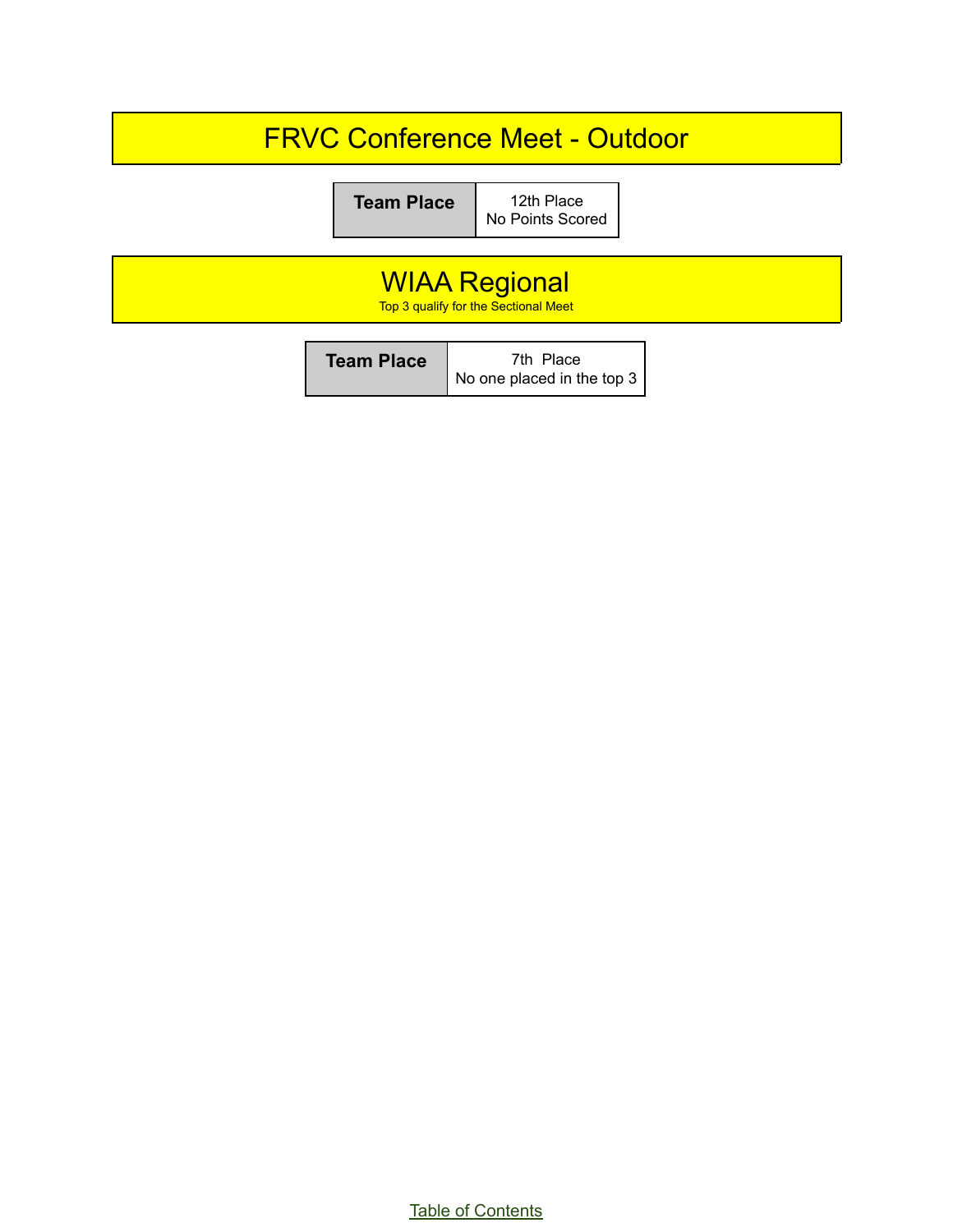# FRVC Conference Meet - Outdoor

| | |
|---|---|
| **Team Place** | 12th Place<br>No Points Scored |

# WIAA Regional

Top 3 qualify for the Sectional Meet

| | |
|---|---|
| **Team Place** | 7th Place<br>No one placed in the top 3 |

Table of Contents